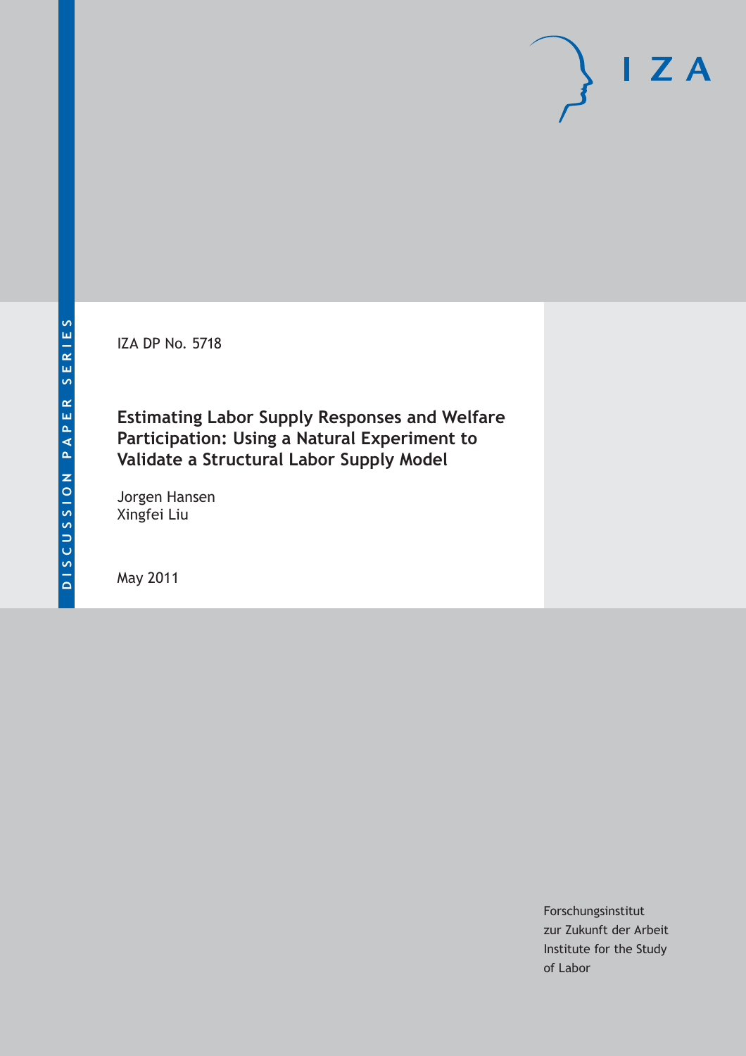DISCUSSION PAPER SERIES

IZA

IZA DP No. 5718

# Estimating Labor Supply Responses and Welfare Participation: Using a Natural Experiment to Validate a Structural Labor Supply Model

Jorgen Hansen
Xingfei Liu

May 2011

Forschungsinstitut
zur Zukunft der Arbeit
Institute for the Study
of Labor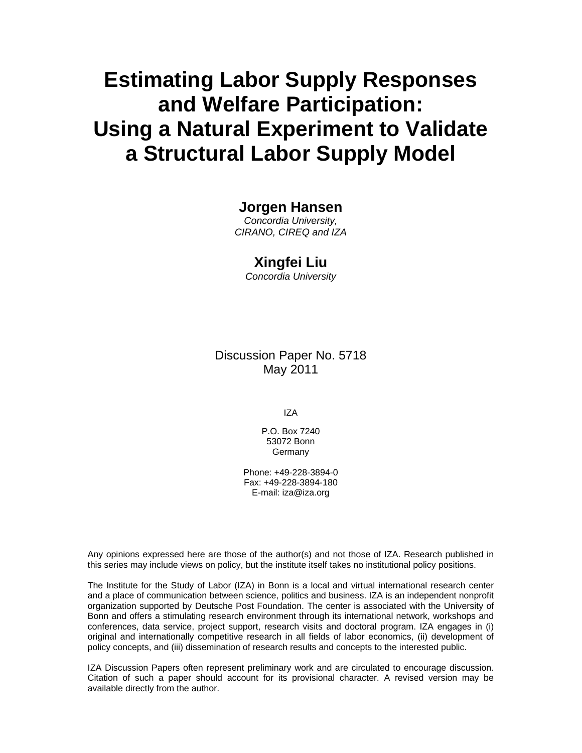# Estimating Labor Supply Responses and Welfare Participation: Using a Natural Experiment to Validate a Structural Labor Supply Model

**Jorgen Hansen**
*Concordia University, CIRANO, CIREQ and IZA*

**Xingfei Liu**
*Concordia University*

Discussion Paper No. 5718
May 2011

IZA

P.O. Box 7240
53072 Bonn
Germany

Phone: +49-228-3894-0
Fax: +49-228-3894-180
E-mail: iza@iza.org

Any opinions expressed here are those of the author(s) and not those of IZA. Research published in this series may include views on policy, but the institute itself takes no institutional policy positions.

The Institute for the Study of Labor (IZA) in Bonn is a local and virtual international research center and a place of communication between science, politics and business. IZA is an independent nonprofit organization supported by Deutsche Post Foundation. The center is associated with the University of Bonn and offers a stimulating research environment through its international network, workshops and conferences, data service, project support, research visits and doctoral program. IZA engages in (i) original and internationally competitive research in all fields of labor economics, (ii) development of policy concepts, and (iii) dissemination of research results and concepts to the interested public.

IZA Discussion Papers often represent preliminary work and are circulated to encourage discussion. Citation of such a paper should account for its provisional character. A revised version may be available directly from the author.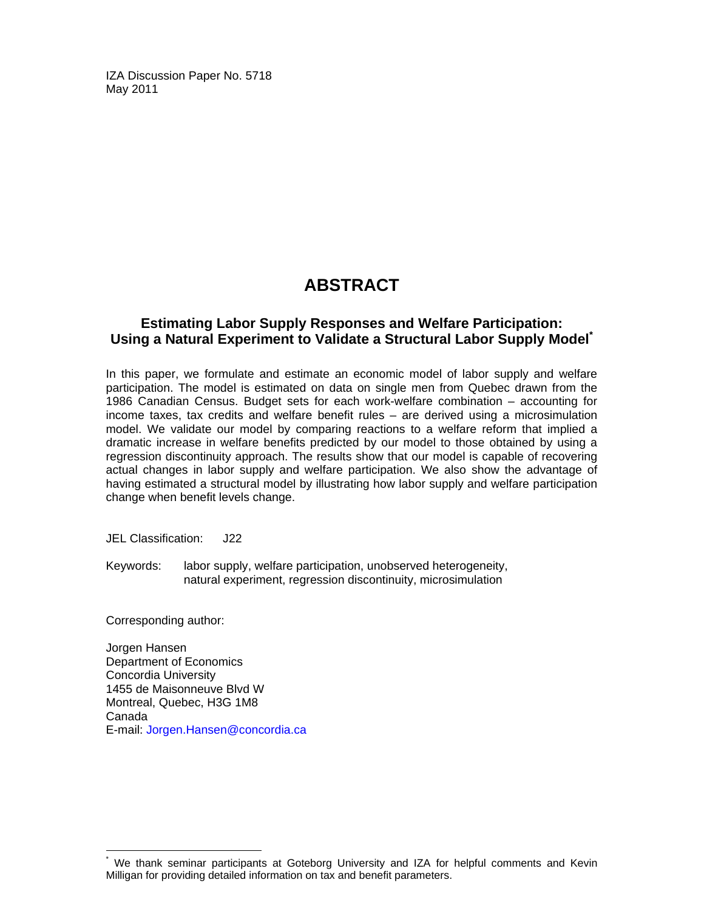IZA Discussion Paper No. 5718
May 2011

# ABSTRACT

## Estimating Labor Supply Responses and Welfare Participation: Using a Natural Experiment to Validate a Structural Labor Supply Model*

In this paper, we formulate and estimate an economic model of labor supply and welfare participation. The model is estimated on data on single men from Quebec drawn from the 1986 Canadian Census. Budget sets for each work-welfare combination – accounting for income taxes, tax credits and welfare benefit rules – are derived using a microsimulation model. We validate our model by comparing reactions to a welfare reform that implied a dramatic increase in welfare benefits predicted by our model to those obtained by using a regression discontinuity approach. The results show that our model is capable of recovering actual changes in labor supply and welfare participation. We also show the advantage of having estimated a structural model by illustrating how labor supply and welfare participation change when benefit levels change.

JEL Classification: J22

Keywords: labor supply, welfare participation, unobserved heterogeneity, natural experiment, regression discontinuity, microsimulation

Corresponding author:

Jorgen Hansen
Department of Economics
Concordia University
1455 de Maisonneuve Blvd W
Montreal, Quebec, H3G 1M8
Canada
E-mail: Jorgen.Hansen@concordia.ca

* We thank seminar participants at Goteborg University and IZA for helpful comments and Kevin Milligan for providing detailed information on tax and benefit parameters.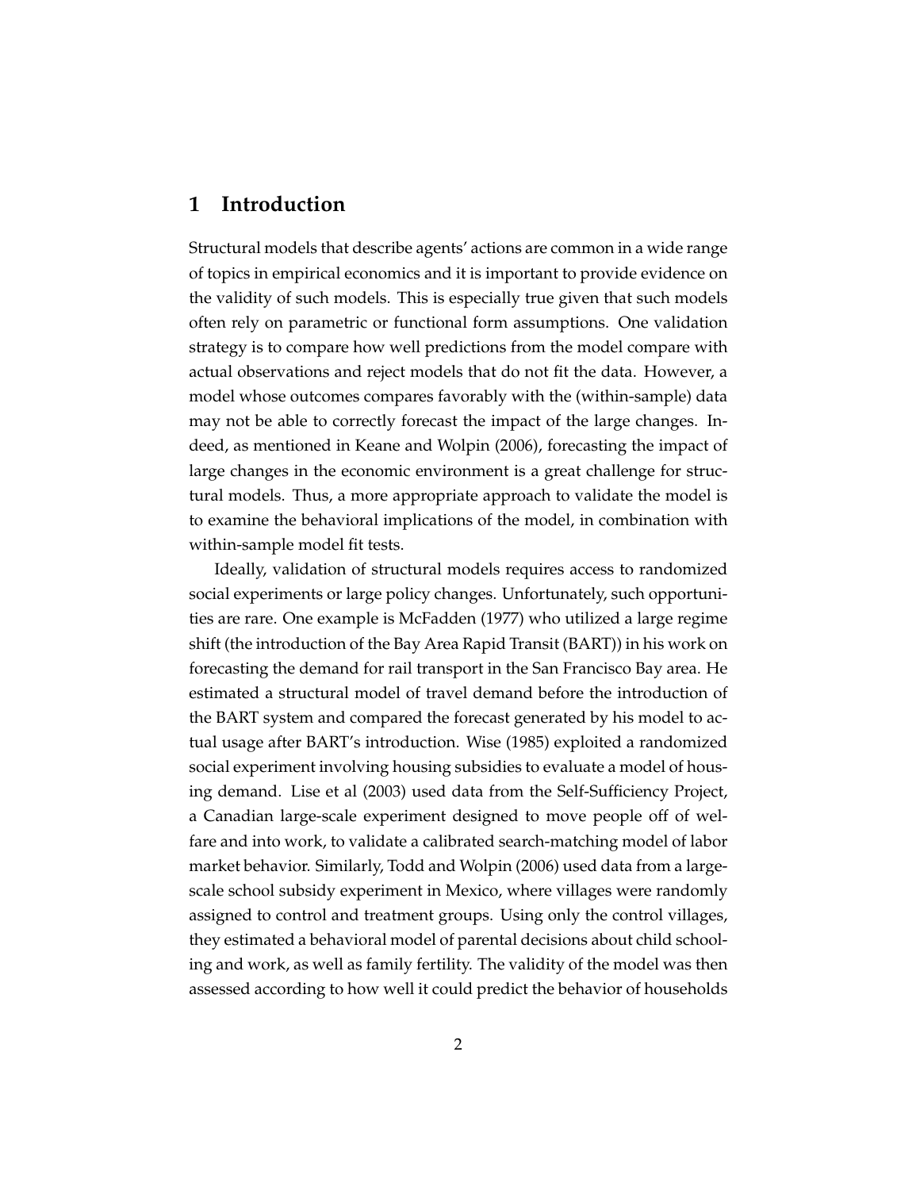# 1 Introduction

Structural models that describe agents' actions are common in a wide range of topics in empirical economics and it is important to provide evidence on the validity of such models. This is especially true given that such models often rely on parametric or functional form assumptions. One validation strategy is to compare how well predictions from the model compare with actual observations and reject models that do not fit the data. However, a model whose outcomes compares favorably with the (within-sample) data may not be able to correctly forecast the impact of the large changes. Indeed, as mentioned in Keane and Wolpin (2006), forecasting the impact of large changes in the economic environment is a great challenge for structural models. Thus, a more appropriate approach to validate the model is to examine the behavioral implications of the model, in combination with within-sample model fit tests.

Ideally, validation of structural models requires access to randomized social experiments or large policy changes. Unfortunately, such opportunities are rare. One example is McFadden (1977) who utilized a large regime shift (the introduction of the Bay Area Rapid Transit (BART)) in his work on forecasting the demand for rail transport in the San Francisco Bay area. He estimated a structural model of travel demand before the introduction of the BART system and compared the forecast generated by his model to actual usage after BART's introduction. Wise (1985) exploited a randomized social experiment involving housing subsidies to evaluate a model of housing demand. Lise et al (2003) used data from the Self-Sufficiency Project, a Canadian large-scale experiment designed to move people off of welfare and into work, to validate a calibrated search-matching model of labor market behavior. Similarly, Todd and Wolpin (2006) used data from a large-scale school subsidy experiment in Mexico, where villages were randomly assigned to control and treatment groups. Using only the control villages, they estimated a behavioral model of parental decisions about child schooling and work, as well as family fertility. The validity of the model was then assessed according to how well it could predict the behavior of households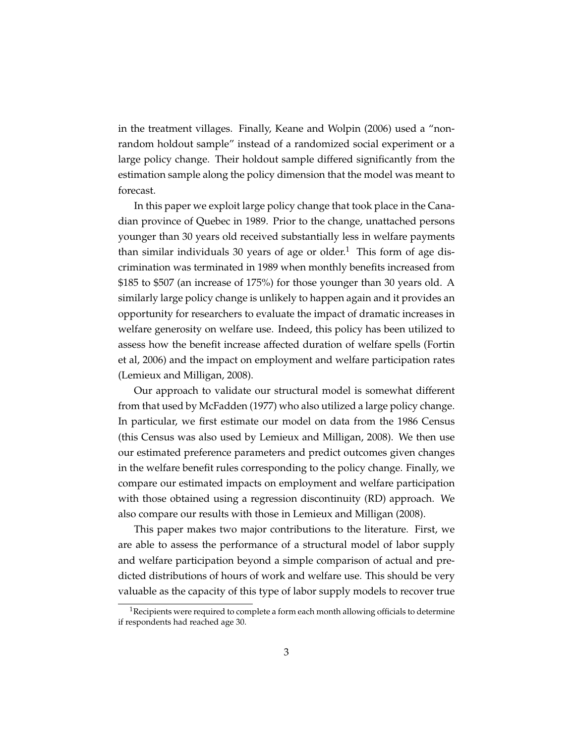in the treatment villages. Finally, Keane and Wolpin (2006) used a "non-random holdout sample" instead of a randomized social experiment or a large policy change. Their holdout sample differed significantly from the estimation sample along the policy dimension that the model was meant to forecast.

In this paper we exploit large policy change that took place in the Canadian province of Quebec in 1989. Prior to the change, unattached persons younger than 30 years old received substantially less in welfare payments than similar individuals 30 years of age or older.[1] This form of age discrimination was terminated in 1989 when monthly benefits increased from \$185 to \$507 (an increase of 175%) for those younger than 30 years old. A similarly large policy change is unlikely to happen again and it provides an opportunity for researchers to evaluate the impact of dramatic increases in welfare generosity on welfare use. Indeed, this policy has been utilized to assess how the benefit increase affected duration of welfare spells (Fortin et al, 2006) and the impact on employment and welfare participation rates (Lemieux and Milligan, 2008).

Our approach to validate our structural model is somewhat different from that used by McFadden (1977) who also utilized a large policy change. In particular, we first estimate our model on data from the 1986 Census (this Census was also used by Lemieux and Milligan, 2008). We then use our estimated preference parameters and predict outcomes given changes in the welfare benefit rules corresponding to the policy change. Finally, we compare our estimated impacts on employment and welfare participation with those obtained using a regression discontinuity (RD) approach. We also compare our results with those in Lemieux and Milligan (2008).

This paper makes two major contributions to the literature. First, we are able to assess the performance of a structural model of labor supply and welfare participation beyond a simple comparison of actual and predicted distributions of hours of work and welfare use. This should be very valuable as the capacity of this type of labor supply models to recover true

[1] Recipients were required to complete a form each month allowing officials to determine if respondents had reached age 30.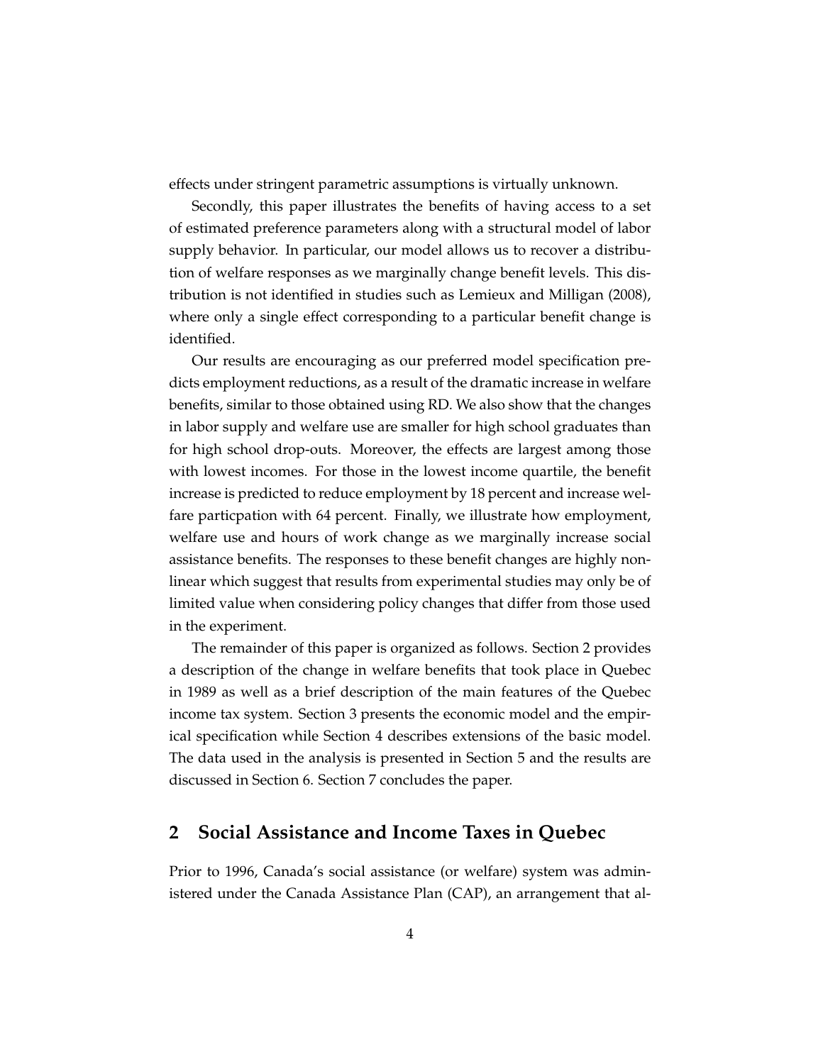effects under stringent parametric assumptions is virtually unknown.

Secondly, this paper illustrates the benefits of having access to a set of estimated preference parameters along with a structural model of labor supply behavior. In particular, our model allows us to recover a distribution of welfare responses as we marginally change benefit levels. This distribution is not identified in studies such as Lemieux and Milligan (2008), where only a single effect corresponding to a particular benefit change is identified.

Our results are encouraging as our preferred model specification predicts employment reductions, as a result of the dramatic increase in welfare benefits, similar to those obtained using RD. We also show that the changes in labor supply and welfare use are smaller for high school graduates than for high school drop-outs. Moreover, the effects are largest among those with lowest incomes. For those in the lowest income quartile, the benefit increase is predicted to reduce employment by 18 percent and increase welfare particpation with 64 percent. Finally, we illustrate how employment, welfare use and hours of work change as we marginally increase social assistance benefits. The responses to these benefit changes are highly nonlinear which suggest that results from experimental studies may only be of limited value when considering policy changes that differ from those used in the experiment.

The remainder of this paper is organized as follows. Section 2 provides a description of the change in welfare benefits that took place in Quebec in 1989 as well as a brief description of the main features of the Quebec income tax system. Section 3 presents the economic model and the empirical specification while Section 4 describes extensions of the basic model. The data used in the analysis is presented in Section 5 and the results are discussed in Section 6. Section 7 concludes the paper.

## 2 Social Assistance and Income Taxes in Quebec

Prior to 1996, Canada's social assistance (or welfare) system was administered under the Canada Assistance Plan (CAP), an arrangement that al-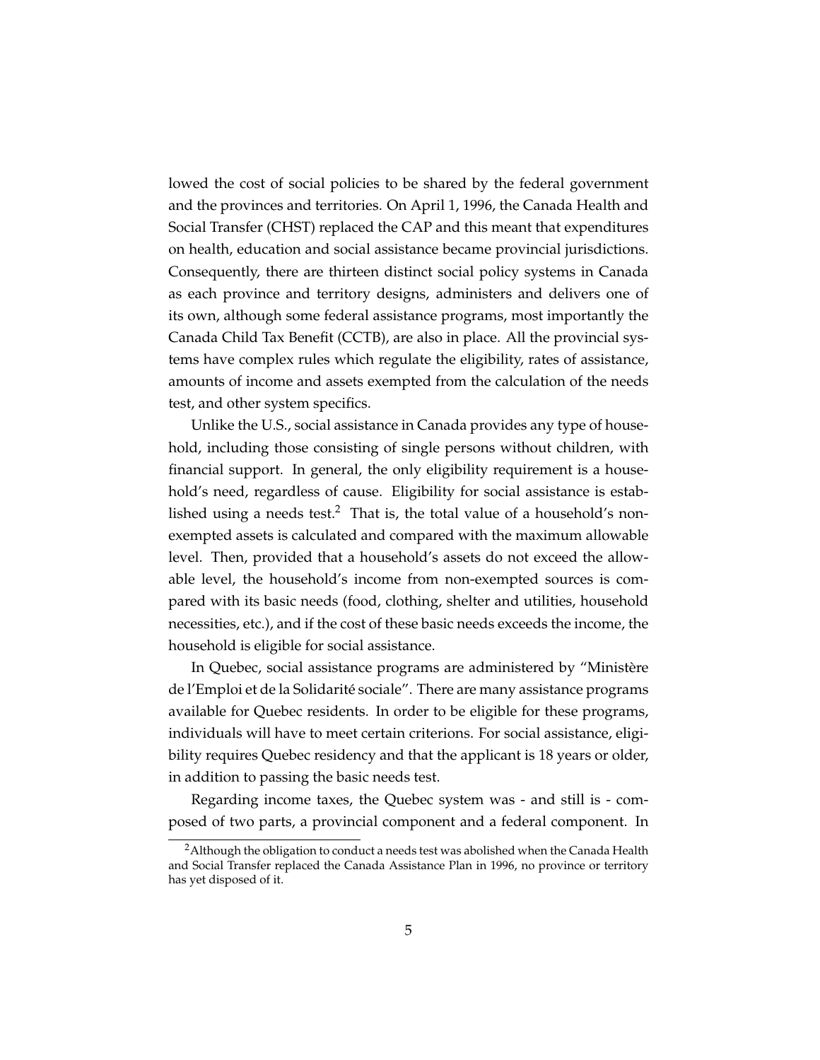lowed the cost of social policies to be shared by the federal government and the provinces and territories. On April 1, 1996, the Canada Health and Social Transfer (CHST) replaced the CAP and this meant that expenditures on health, education and social assistance became provincial jurisdictions. Consequently, there are thirteen distinct social policy systems in Canada as each province and territory designs, administers and delivers one of its own, although some federal assistance programs, most importantly the Canada Child Tax Benefit (CCTB), are also in place. All the provincial systems have complex rules which regulate the eligibility, rates of assistance, amounts of income and assets exempted from the calculation of the needs test, and other system specifics.

Unlike the U.S., social assistance in Canada provides any type of household, including those consisting of single persons without children, with financial support. In general, the only eligibility requirement is a household's need, regardless of cause. Eligibility for social assistance is established using a needs test.[2] That is, the total value of a household's non-exempted assets is calculated and compared with the maximum allowable level. Then, provided that a household's assets do not exceed the allowable level, the household's income from non-exempted sources is compared with its basic needs (food, clothing, shelter and utilities, household necessities, etc.), and if the cost of these basic needs exceeds the income, the household is eligible for social assistance.

In Quebec, social assistance programs are administered by "Ministère de l'Emploi et de la Solidarité sociale". There are many assistance programs available for Quebec residents. In order to be eligible for these programs, individuals will have to meet certain criterions. For social assistance, eligibility requires Quebec residency and that the applicant is 18 years or older, in addition to passing the basic needs test.

Regarding income taxes, the Quebec system was - and still is - composed of two parts, a provincial component and a federal component. In

[2] Although the obligation to conduct a needs test was abolished when the Canada Health and Social Transfer replaced the Canada Assistance Plan in 1996, no province or territory has yet disposed of it.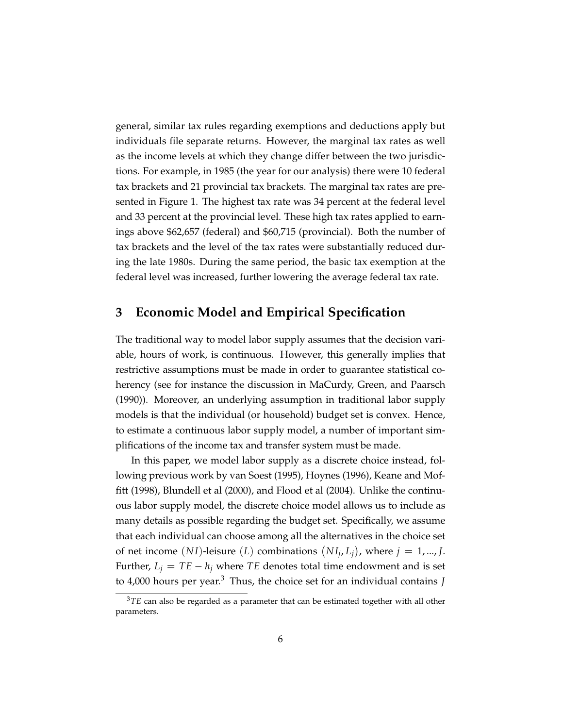general, similar tax rules regarding exemptions and deductions apply but individuals file separate returns. However, the marginal tax rates as well as the income levels at which they change differ between the two jurisdictions. For example, in 1985 (the year for our analysis) there were 10 federal tax brackets and 21 provincial tax brackets. The marginal tax rates are presented in Figure 1. The highest tax rate was 34 percent at the federal level and 33 percent at the provincial level. These high tax rates applied to earnings above \$62,657 (federal) and \$60,715 (provincial). Both the number of tax brackets and the level of the tax rates were substantially reduced during the late 1980s. During the same period, the basic tax exemption at the federal level was increased, further lowering the average federal tax rate.

## 3 Economic Model and Empirical Specification

The traditional way to model labor supply assumes that the decision variable, hours of work, is continuous. However, this generally implies that restrictive assumptions must be made in order to guarantee statistical coherency (see for instance the discussion in MaCurdy, Green, and Paarsch (1990)). Moreover, an underlying assumption in traditional labor supply models is that the individual (or household) budget set is convex. Hence, to estimate a continuous labor supply model, a number of important simplifications of the income tax and transfer system must be made.

In this paper, we model labor supply as a discrete choice instead, following previous work by van Soest (1995), Hoynes (1996), Keane and Moffitt (1998), Blundell et al (2000), and Flood et al (2004). Unlike the continuous labor supply model, the discrete choice model allows us to include as many details as possible regarding the budget set. Specifically, we assume that each individual can choose among all the alternatives in the choice set of net income $(NI)$-leisure $(L)$ combinations $(NI_j, L_j)$, where $j = 1, ..., J$. Further, $L_j = TE - h_j$ where $TE$ denotes total time endowment and is set to 4,000 hours per year.[3] Thus, the choice set for an individual contains $J$

[3] $TE$ can also be regarded as a parameter that can be estimated together with all other parameters.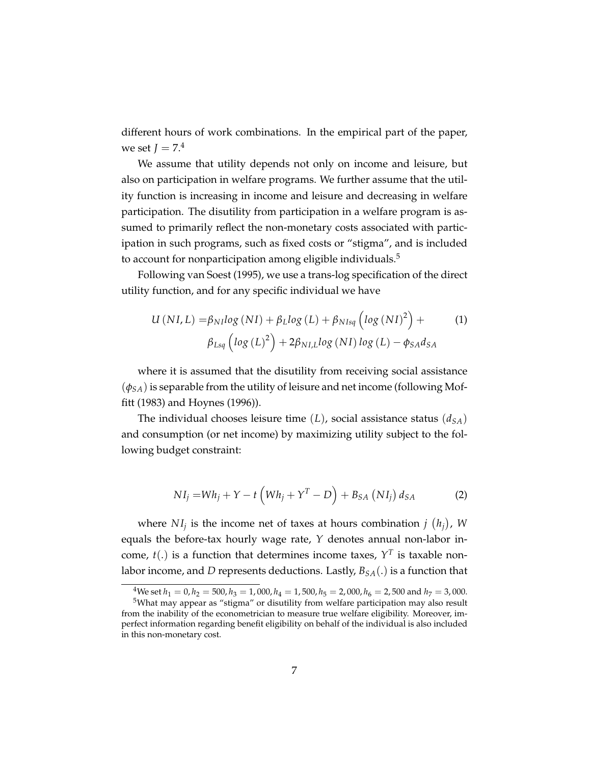different hours of work combinations. In the empirical part of the paper, we set $J = 7$.[4]

We assume that utility depends not only on income and leisure, but also on participation in welfare programs. We further assume that the utility function is increasing in income and leisure and decreasing in welfare participation. The disutility from participation in a welfare program is assumed to primarily reflect the non-monetary costs associated with participation in such programs, such as fixed costs or "stigma", and is included to account for nonparticipation among eligible individuals.[5]

Following van Soest (1995), we use a trans-log specification of the direct utility function, and for any specific individual we have

$$
\begin{aligned}
U(NI, L) = & \beta_{NI} log(NI) + \beta_{L} log(L) + \beta_{NIsq} \left( log(NI)^2 \right) + \\
& \beta_{Lsq} \left( log(L)^2 \right) + 2\beta_{NI,L} log(NI) \, log(L) - \phi_{SA} d_{SA}
\end{aligned}
\tag{1}
$$

where it is assumed that the disutility from receiving social assistance $(\phi_{SA})$ is separable from the utility of leisure and net income (following Moffitt (1983) and Hoynes (1996)).

The individual chooses leisure time $(L)$, social assistance status $(d_{SA})$ and consumption (or net income) by maximizing utility subject to the following budget constraint:

$$
NI_j = Wh_j + Y - t\left(Wh_j + Y^T - D\right) + B_{SA}\left(NI_j\right) d_{SA} \tag{2}
$$

where $NI_j$ is the income net of taxes at hours combination $j$ $(h_j)$, $W$ equals the before-tax hourly wage rate, $Y$ denotes annual non-labor income, $t(.)$ is a function that determines income taxes, $Y^T$ is taxable non-labor income, and $D$ represents deductions. Lastly, $B_{SA}(.)$ is a function that

[4] We set $h_1 = 0, h_2 = 500, h_3 = 1,000, h_4 = 1,500, h_5 = 2,000, h_6 = 2,500$ and $h_7 = 3,000$.

[5] What may appear as "stigma" or disutility from welfare participation may also result from the inability of the econometrician to measure true welfare eligibility. Moreover, imperfect information regarding benefit eligibility on behalf of the individual is also included in this non-monetary cost.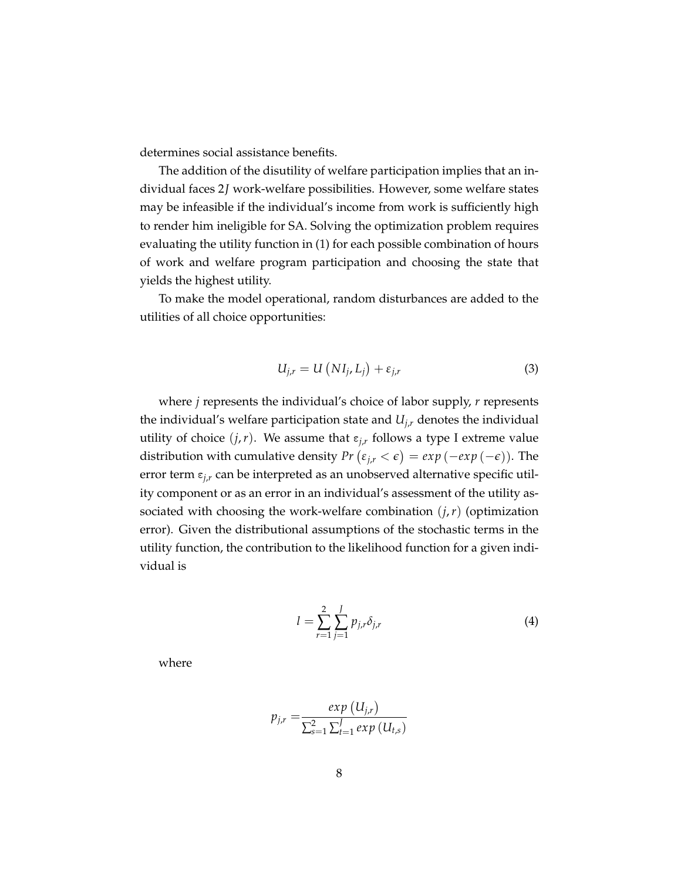determines social assistance benefits.

The addition of the disutility of welfare participation implies that an individual faces $2J$ work-welfare possibilities. However, some welfare states may be infeasible if the individual's income from work is sufficiently high to render him ineligible for SA. Solving the optimization problem requires evaluating the utility function in (1) for each possible combination of hours of work and welfare program participation and choosing the state that yields the highest utility.

To make the model operational, random disturbances are added to the utilities of all choice opportunities:

$$U_{j,r} = U\left(NI_j, L_j\right) + \varepsilon_{j,r} \tag{3}$$

where $j$ represents the individual's choice of labor supply, $r$ represents the individual's welfare participation state and $U_{j,r}$ denotes the individual utility of choice $(j, r)$. We assume that $\varepsilon_{j,r}$ follows a type I extreme value distribution with cumulative density $Pr\left(\varepsilon_{j,r} < \epsilon\right) = exp\left(-exp\left(-\epsilon\right)\right)$. The error term $\varepsilon_{j,r}$ can be interpreted as an unobserved alternative specific utility component or as an error in an individual's assessment of the utility associated with choosing the work-welfare combination $(j, r)$ (optimization error). Given the distributional assumptions of the stochastic terms in the utility function, the contribution to the likelihood function for a given individual is

$$l = \sum_{r=1}^{2} \sum_{j=1}^{J} p_{j,r} \delta_{j,r} \tag{4}$$

where

$$p_{j,r} = \frac{exp\left(U_{j,r}\right)}{\sum_{s=1}^{2} \sum_{t=1}^{J} exp\left(U_{t,s}\right)}$$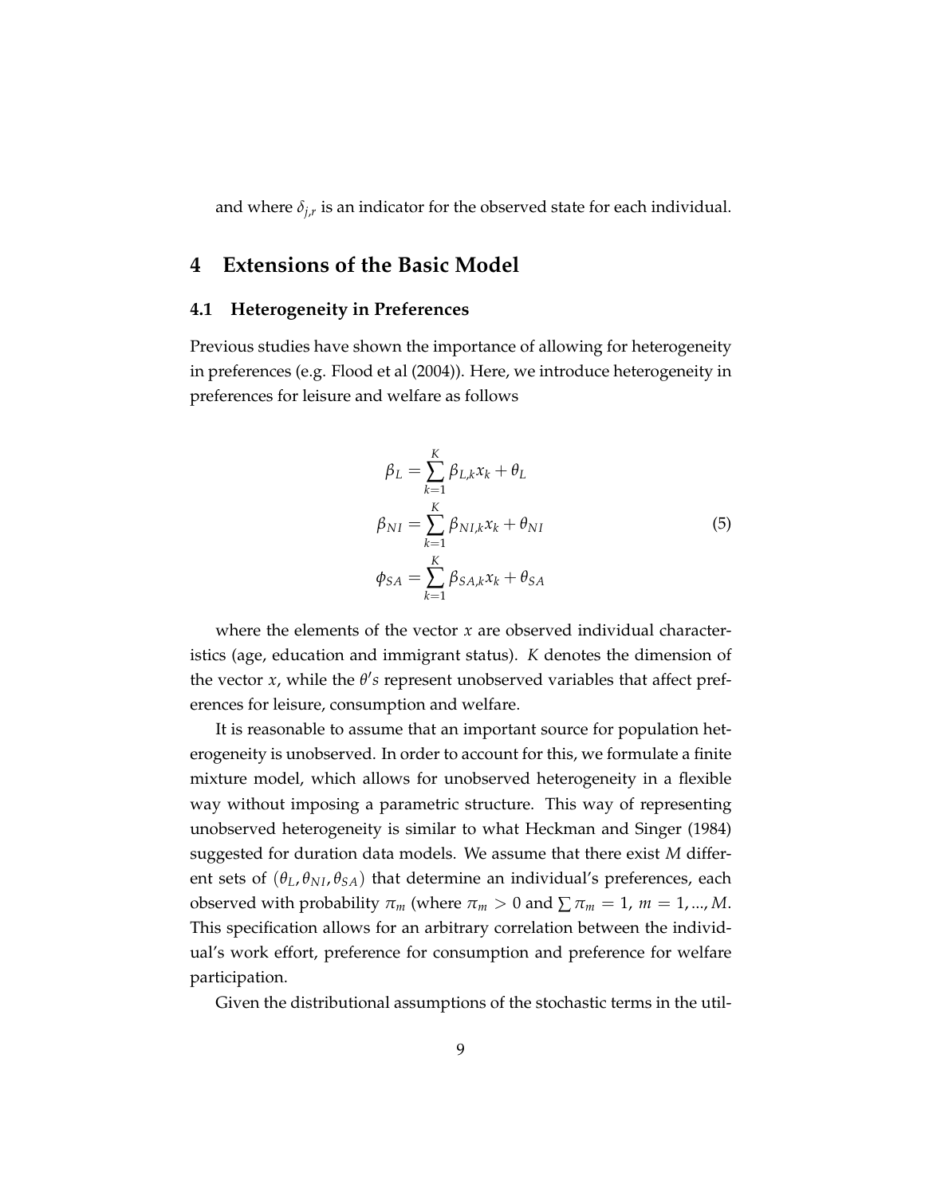and where $\delta_{j,r}$ is an indicator for the observed state for each individual.

## 4 Extensions of the Basic Model

### 4.1 Heterogeneity in Preferences

Previous studies have shown the importance of allowing for heterogeneity in preferences (e.g. Flood et al (2004)). Here, we introduce heterogeneity in preferences for leisure and welfare as follows

$$
\begin{aligned}
\beta_L &= \sum_{k=1}^{K} \beta_{L,k} x_k + \theta_L \\
\beta_{NI} &= \sum_{k=1}^{K} \beta_{NI,k} x_k + \theta_{NI} \\
\phi_{SA} &= \sum_{k=1}^{K} \beta_{SA,k} x_k + \theta_{SA}
\end{aligned}
\tag{5}
$$

where the elements of the vector $x$ are observed individual characteristics (age, education and immigrant status). $K$ denotes the dimension of the vector $x$, while the $\theta's$ represent unobserved variables that affect preferences for leisure, consumption and welfare.

It is reasonable to assume that an important source for population heterogeneity is unobserved. In order to account for this, we formulate a finite mixture model, which allows for unobserved heterogeneity in a flexible way without imposing a parametric structure. This way of representing unobserved heterogeneity is similar to what Heckman and Singer (1984) suggested for duration data models. We assume that there exist $M$ different sets of $(\theta_L, \theta_{NI}, \theta_{SA})$ that determine an individual's preferences, each observed with probability $\pi_m$ (where $\pi_m > 0$ and $\sum \pi_m = 1$, $m = 1, ..., M$. This specification allows for an arbitrary correlation between the individual's work effort, preference for consumption and preference for welfare participation.

Given the distributional assumptions of the stochastic terms in the util-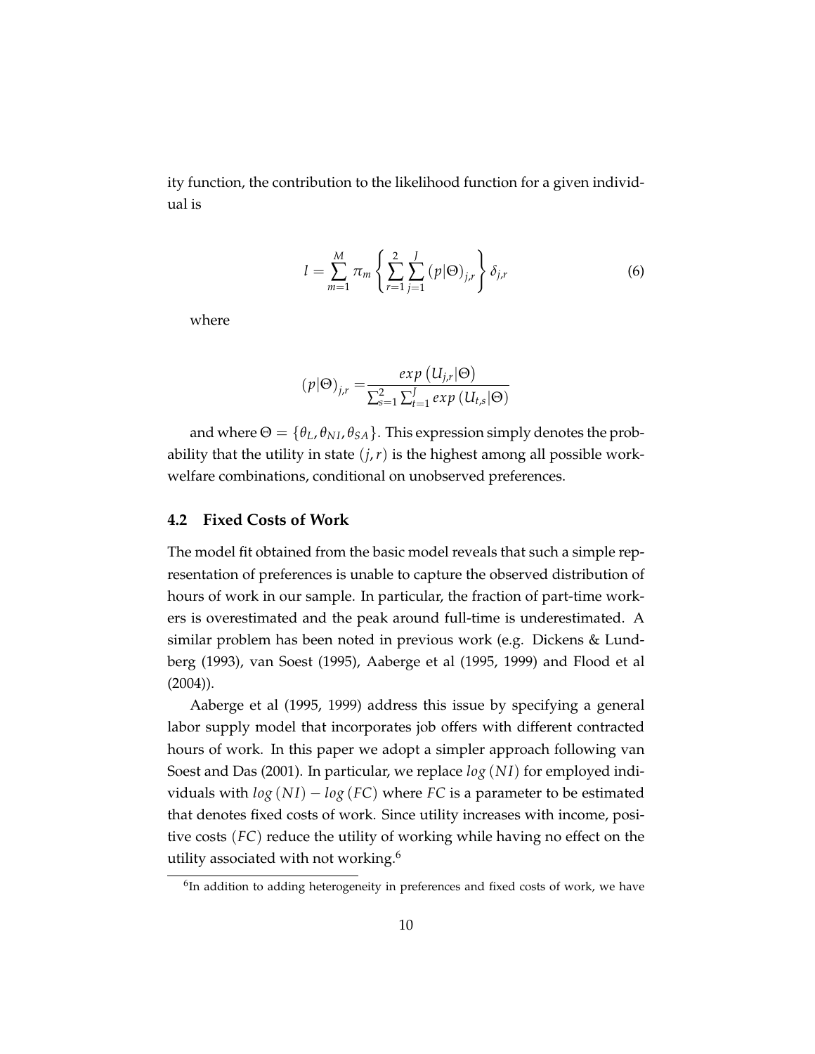ity function, the contribution to the likelihood function for a given individual is

$$l = \sum_{m=1}^{M} \pi_m \left\{ \sum_{r=1}^{2} \sum_{j=1}^{J} (p|\Theta)_{j,r} \right\} \delta_{j,r} \tag{6}$$

where

$$(p|\Theta)_{j,r} = \frac{exp\left(U_{j,r}|\Theta\right)}{\sum_{s=1}^{2}\sum_{t=1}^{J} exp\left(U_{t,s}|\Theta\right)}$$

and where $\Theta = \{\theta_L, \theta_{NI}, \theta_{SA}\}$. This expression simply denotes the probability that the utility in state $(j,r)$ is the highest among all possible work-welfare combinations, conditional on unobserved preferences.

### 4.2 Fixed Costs of Work

The model fit obtained from the basic model reveals that such a simple representation of preferences is unable to capture the observed distribution of hours of work in our sample. In particular, the fraction of part-time workers is overestimated and the peak around full-time is underestimated. A similar problem has been noted in previous work (e.g. Dickens & Lundberg (1993), van Soest (1995), Aaberge et al (1995, 1999) and Flood et al (2004)).

Aaberge et al (1995, 1999) address this issue by specifying a general labor supply model that incorporates job offers with different contracted hours of work. In this paper we adopt a simpler approach following van Soest and Das (2001). In particular, we replace $log\,(NI)$ for employed individuals with $log\,(NI) - log\,(FC)$ where $FC$ is a parameter to be estimated that denotes fixed costs of work. Since utility increases with income, positive costs $(FC)$ reduce the utility of working while having no effect on the utility associated with not working.[6]

[6]In addition to adding heterogeneity in preferences and fixed costs of work, we have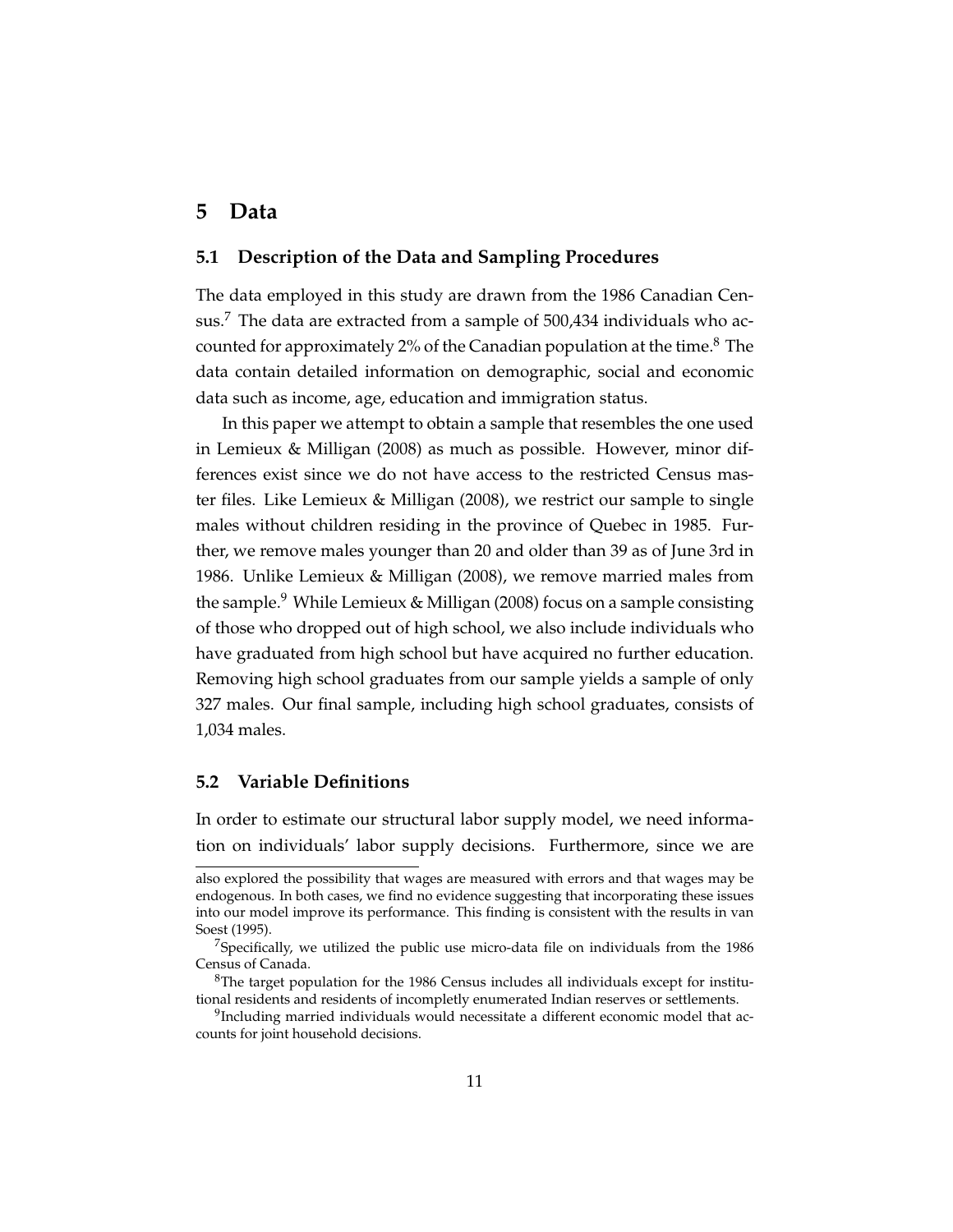# 5 Data

## 5.1 Description of the Data and Sampling Procedures

The data employed in this study are drawn from the 1986 Canadian Census.[7] The data are extracted from a sample of 500,434 individuals who accounted for approximately 2% of the Canadian population at the time.[8] The data contain detailed information on demographic, social and economic data such as income, age, education and immigration status.

In this paper we attempt to obtain a sample that resembles the one used in Lemieux & Milligan (2008) as much as possible. However, minor differences exist since we do not have access to the restricted Census master files. Like Lemieux & Milligan (2008), we restrict our sample to single males without children residing in the province of Quebec in 1985. Further, we remove males younger than 20 and older than 39 as of June 3rd in 1986. Unlike Lemieux & Milligan (2008), we remove married males from the sample.[9] While Lemieux & Milligan (2008) focus on a sample consisting of those who dropped out of high school, we also include individuals who have graduated from high school but have acquired no further education. Removing high school graduates from our sample yields a sample of only 327 males. Our final sample, including high school graduates, consists of 1,034 males.

## 5.2 Variable Definitions

In order to estimate our structural labor supply model, we need information on individuals' labor supply decisions. Furthermore, since we are

---

also explored the possibility that wages are measured with errors and that wages may be endogenous. In both cases, we find no evidence suggesting that incorporating these issues into our model improve its performance. This finding is consistent with the results in van Soest (1995).

[7] Specifically, we utilized the public use micro-data file on individuals from the 1986 Census of Canada.

[8] The target population for the 1986 Census includes all individuals except for institutional residents and residents of incompletly enumerated Indian reserves or settlements.

[9] Including married individuals would necessitate a different economic model that accounts for joint household decisions.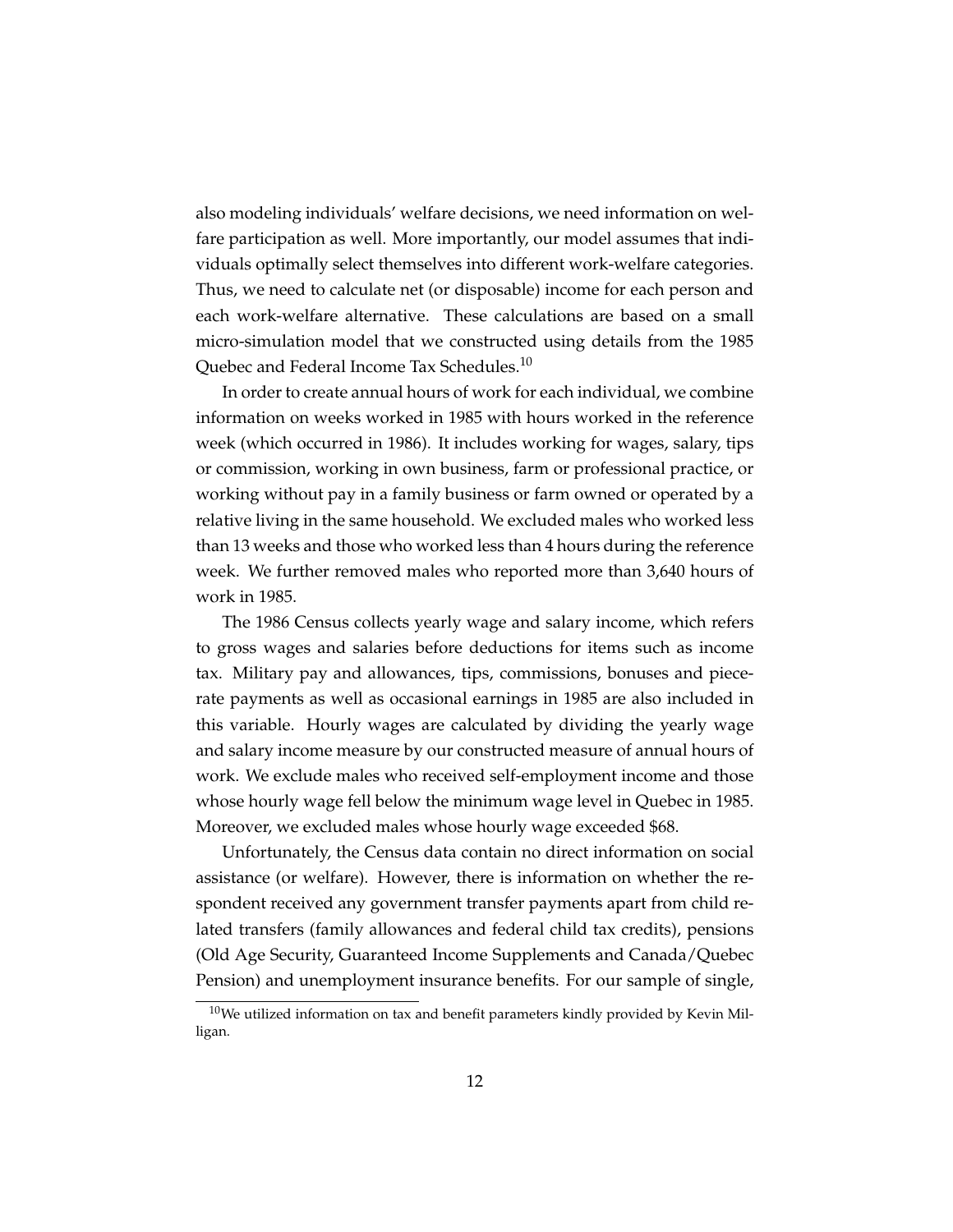also modeling individuals' welfare decisions, we need information on welfare participation as well. More importantly, our model assumes that individuals optimally select themselves into different work-welfare categories. Thus, we need to calculate net (or disposable) income for each person and each work-welfare alternative. These calculations are based on a small micro-simulation model that we constructed using details from the 1985 Quebec and Federal Income Tax Schedules.[10]

In order to create annual hours of work for each individual, we combine information on weeks worked in 1985 with hours worked in the reference week (which occurred in 1986). It includes working for wages, salary, tips or commission, working in own business, farm or professional practice, or working without pay in a family business or farm owned or operated by a relative living in the same household. We excluded males who worked less than 13 weeks and those who worked less than 4 hours during the reference week. We further removed males who reported more than 3,640 hours of work in 1985.

The 1986 Census collects yearly wage and salary income, which refers to gross wages and salaries before deductions for items such as income tax. Military pay and allowances, tips, commissions, bonuses and piece-rate payments as well as occasional earnings in 1985 are also included in this variable. Hourly wages are calculated by dividing the yearly wage and salary income measure by our constructed measure of annual hours of work. We exclude males who received self-employment income and those whose hourly wage fell below the minimum wage level in Quebec in 1985. Moreover, we excluded males whose hourly wage exceeded $68.

Unfortunately, the Census data contain no direct information on social assistance (or welfare). However, there is information on whether the respondent received any government transfer payments apart from child related transfers (family allowances and federal child tax credits), pensions (Old Age Security, Guaranteed Income Supplements and Canada/Quebec Pension) and unemployment insurance benefits. For our sample of single,

[10] We utilized information on tax and benefit parameters kindly provided by Kevin Milligan.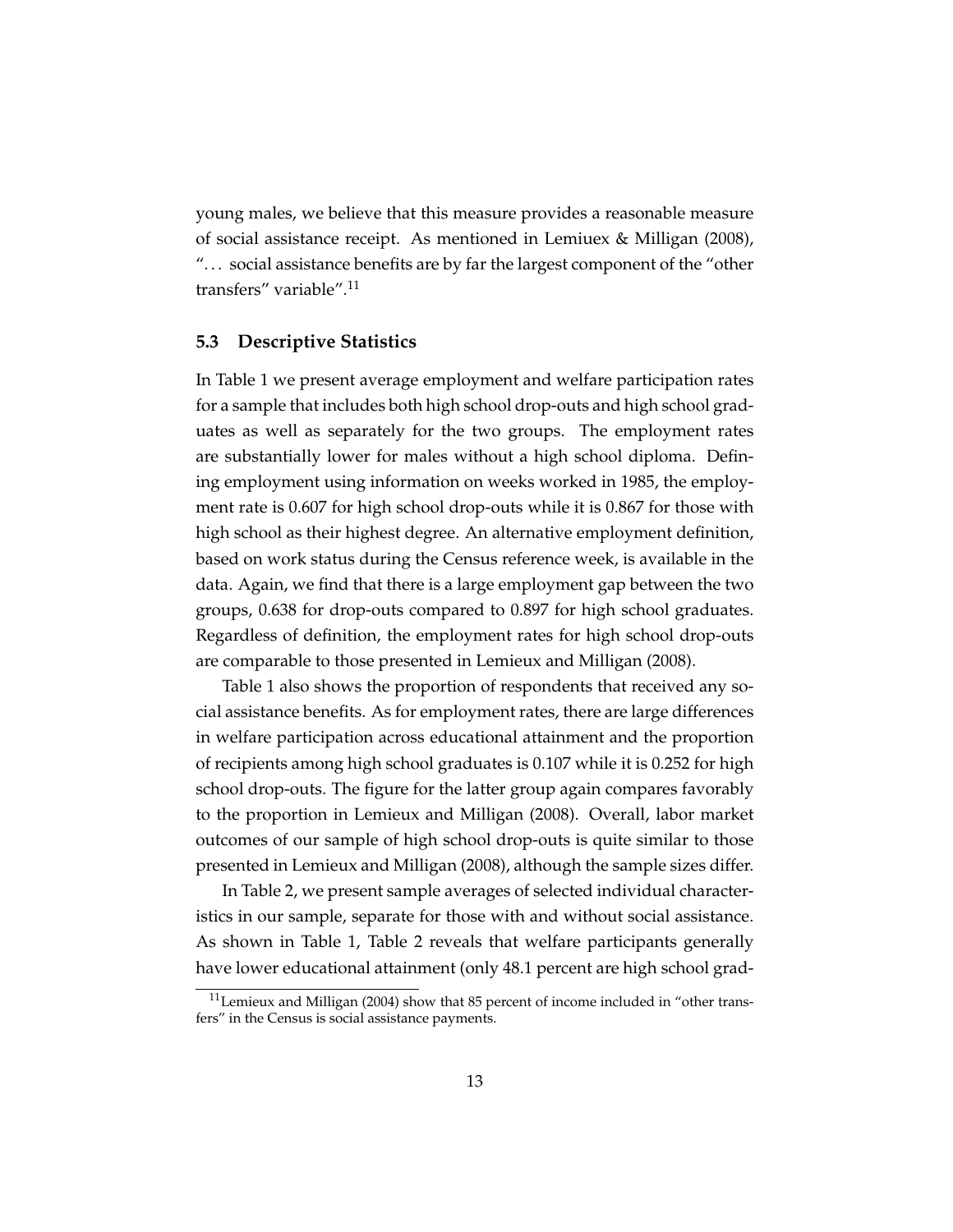young males, we believe that this measure provides a reasonable measure of social assistance receipt. As mentioned in Lemiuex & Milligan (2008), "... social assistance benefits are by far the largest component of the "other transfers" variable".[11]

### 5.3 Descriptive Statistics

In Table 1 we present average employment and welfare participation rates for a sample that includes both high school drop-outs and high school graduates as well as separately for the two groups. The employment rates are substantially lower for males without a high school diploma. Defining employment using information on weeks worked in 1985, the employment rate is 0.607 for high school drop-outs while it is 0.867 for those with high school as their highest degree. An alternative employment definition, based on work status during the Census reference week, is available in the data. Again, we find that there is a large employment gap between the two groups, 0.638 for drop-outs compared to 0.897 for high school graduates. Regardless of definition, the employment rates for high school drop-outs are comparable to those presented in Lemieux and Milligan (2008).

Table 1 also shows the proportion of respondents that received any social assistance benefits. As for employment rates, there are large differences in welfare participation across educational attainment and the proportion of recipients among high school graduates is 0.107 while it is 0.252 for high school drop-outs. The figure for the latter group again compares favorably to the proportion in Lemieux and Milligan (2008). Overall, labor market outcomes of our sample of high school drop-outs is quite similar to those presented in Lemieux and Milligan (2008), although the sample sizes differ.

In Table 2, we present sample averages of selected individual characteristics in our sample, separate for those with and without social assistance. As shown in Table 1, Table 2 reveals that welfare participants generally have lower educational attainment (only 48.1 percent are high school grad-

[11] Lemieux and Milligan (2004) show that 85 percent of income included in "other transfers" in the Census is social assistance payments.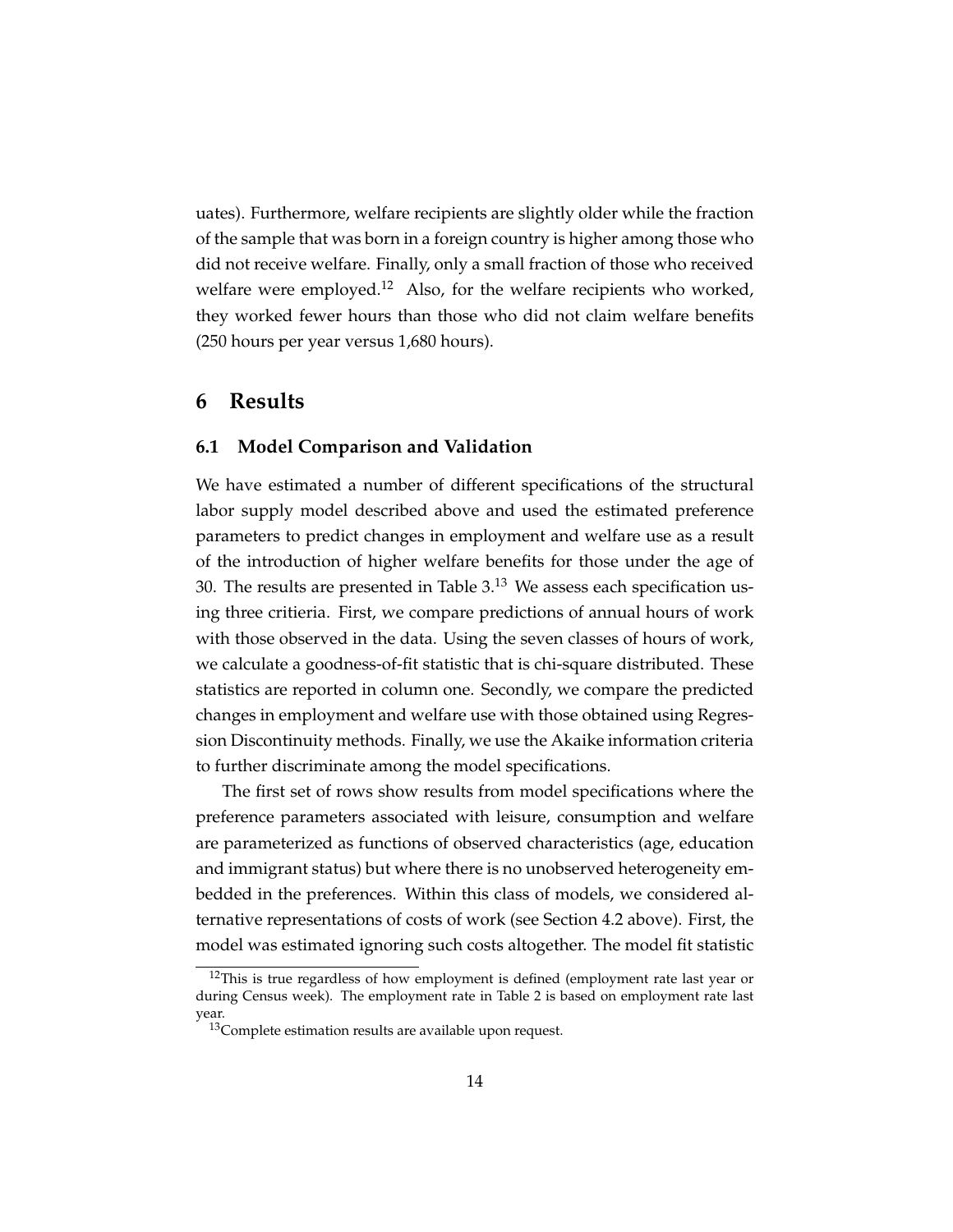uates). Furthermore, welfare recipients are slightly older while the fraction of the sample that was born in a foreign country is higher among those who did not receive welfare. Finally, only a small fraction of those who received welfare were employed.[12] Also, for the welfare recipients who worked, they worked fewer hours than those who did not claim welfare benefits (250 hours per year versus 1,680 hours).

# 6 Results

## 6.1 Model Comparison and Validation

We have estimated a number of different specifications of the structural labor supply model described above and used the estimated preference parameters to predict changes in employment and welfare use as a result of the introduction of higher welfare benefits for those under the age of 30. The results are presented in Table 3.[13] We assess each specification using three critieria. First, we compare predictions of annual hours of work with those observed in the data. Using the seven classes of hours of work, we calculate a goodness-of-fit statistic that is chi-square distributed. These statistics are reported in column one. Secondly, we compare the predicted changes in employment and welfare use with those obtained using Regression Discontinuity methods. Finally, we use the Akaike information criteria to further discriminate among the model specifications.

The first set of rows show results from model specifications where the preference parameters associated with leisure, consumption and welfare are parameterized as functions of observed characteristics (age, education and immigrant status) but where there is no unobserved heterogeneity embedded in the preferences. Within this class of models, we considered alternative representations of costs of work (see Section 4.2 above). First, the model was estimated ignoring such costs altogether. The model fit statistic

[12] This is true regardless of how employment is defined (employment rate last year or during Census week). The employment rate in Table 2 is based on employment rate last year.

[13] Complete estimation results are available upon request.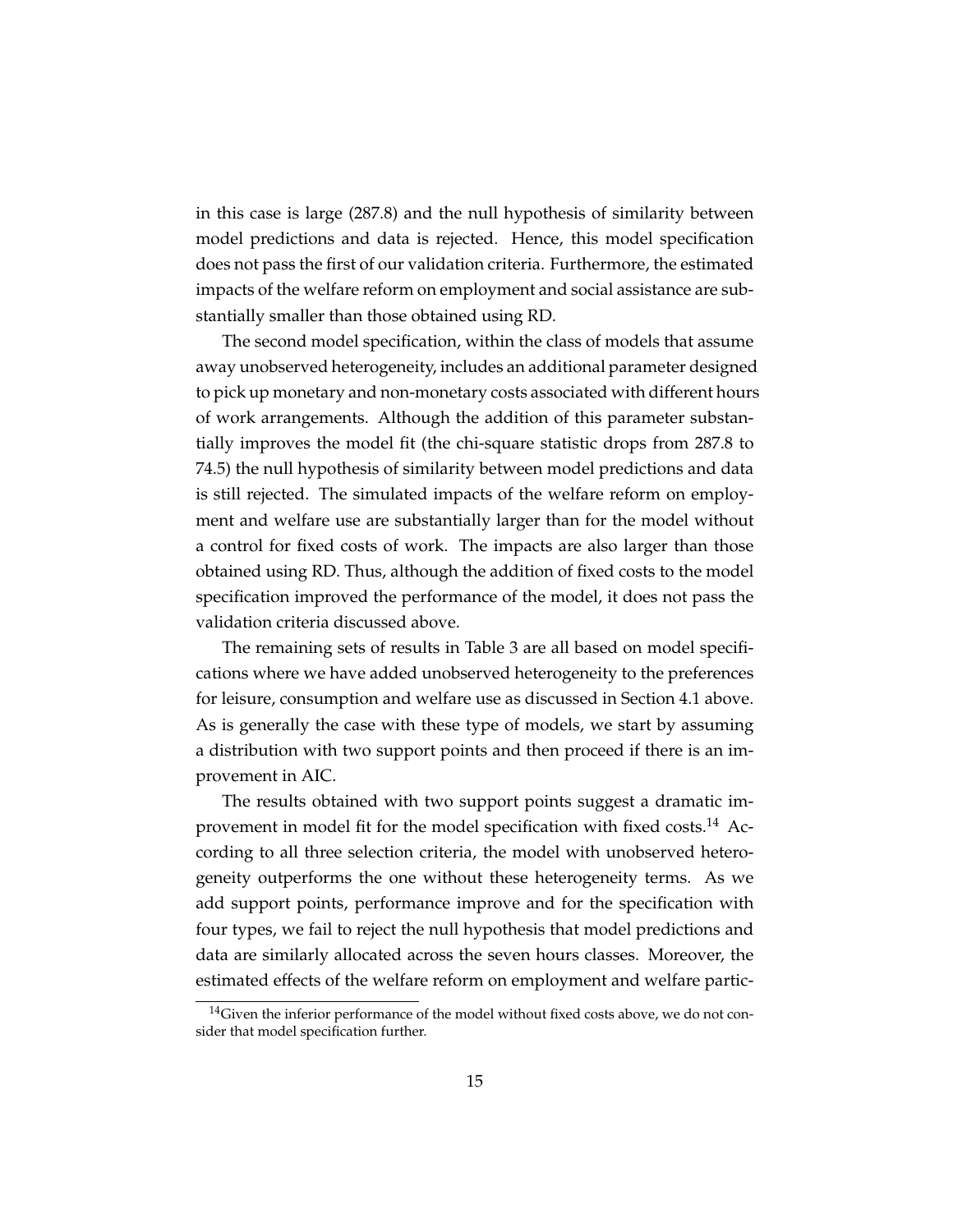in this case is large (287.8) and the null hypothesis of similarity between model predictions and data is rejected. Hence, this model specification does not pass the first of our validation criteria. Furthermore, the estimated impacts of the welfare reform on employment and social assistance are substantially smaller than those obtained using RD.

The second model specification, within the class of models that assume away unobserved heterogeneity, includes an additional parameter designed to pick up monetary and non-monetary costs associated with different hours of work arrangements. Although the addition of this parameter substantially improves the model fit (the chi-square statistic drops from 287.8 to 74.5) the null hypothesis of similarity between model predictions and data is still rejected. The simulated impacts of the welfare reform on employment and welfare use are substantially larger than for the model without a control for fixed costs of work. The impacts are also larger than those obtained using RD. Thus, although the addition of fixed costs to the model specification improved the performance of the model, it does not pass the validation criteria discussed above.

The remaining sets of results in Table 3 are all based on model specifications where we have added unobserved heterogeneity to the preferences for leisure, consumption and welfare use as discussed in Section 4.1 above. As is generally the case with these type of models, we start by assuming a distribution with two support points and then proceed if there is an improvement in AIC.

The results obtained with two support points suggest a dramatic improvement in model fit for the model specification with fixed costs.[14] According to all three selection criteria, the model with unobserved heterogeneity outperforms the one without these heterogeneity terms. As we add support points, performance improve and for the specification with four types, we fail to reject the null hypothesis that model predictions and data are similarly allocated across the seven hours classes. Moreover, the estimated effects of the welfare reform on employment and welfare partic-

[14]Given the inferior performance of the model without fixed costs above, we do not consider that model specification further.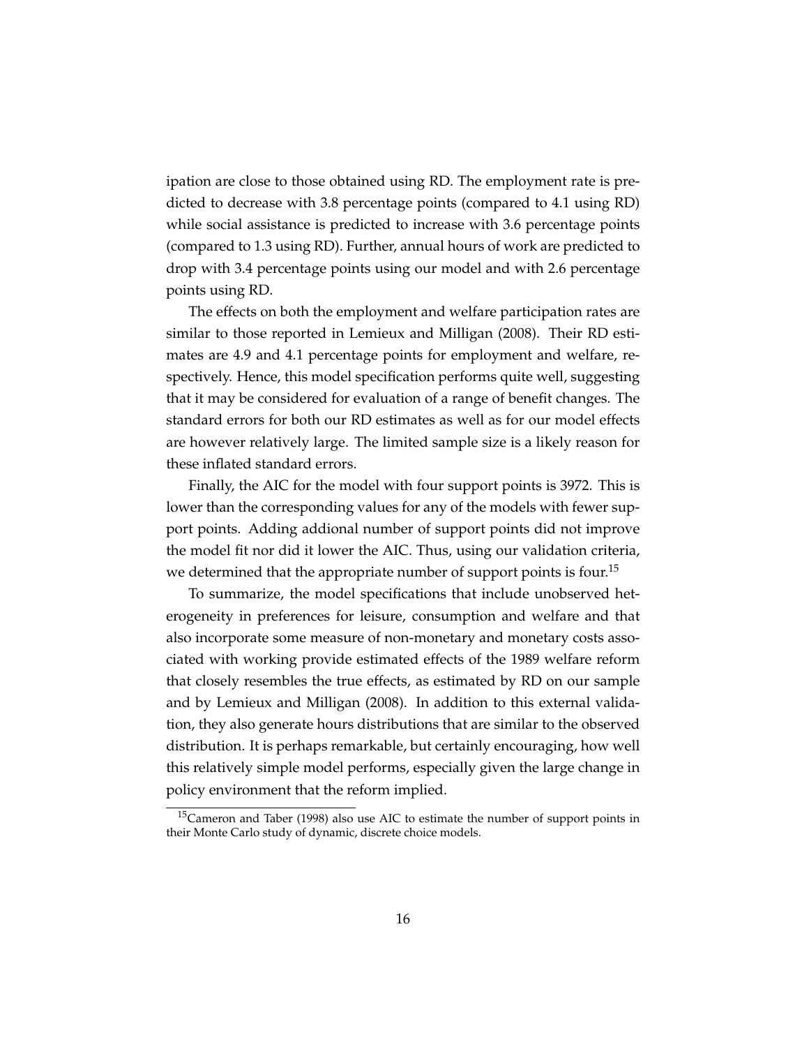ipation are close to those obtained using RD. The employment rate is predicted to decrease with 3.8 percentage points (compared to 4.1 using RD) while social assistance is predicted to increase with 3.6 percentage points (compared to 1.3 using RD). Further, annual hours of work are predicted to drop with 3.4 percentage points using our model and with 2.6 percentage points using RD.

The effects on both the employment and welfare participation rates are similar to those reported in Lemieux and Milligan (2008). Their RD estimates are 4.9 and 4.1 percentage points for employment and welfare, respectively. Hence, this model specification performs quite well, suggesting that it may be considered for evaluation of a range of benefit changes. The standard errors for both our RD estimates as well as for our model effects are however relatively large. The limited sample size is a likely reason for these inflated standard errors.

Finally, the AIC for the model with four support points is 3972. This is lower than the corresponding values for any of the models with fewer support points. Adding addional number of support points did not improve the model fit nor did it lower the AIC. Thus, using our validation criteria, we determined that the appropriate number of support points is four.[15]

To summarize, the model specifications that include unobserved heterogeneity in preferences for leisure, consumption and welfare and that also incorporate some measure of non-monetary and monetary costs associated with working provide estimated effects of the 1989 welfare reform that closely resembles the true effects, as estimated by RD on our sample and by Lemieux and Milligan (2008). In addition to this external validation, they also generate hours distributions that are similar to the observed distribution. It is perhaps remarkable, but certainly encouraging, how well this relatively simple model performs, especially given the large change in policy environment that the reform implied.

[15] Cameron and Taber (1998) also use AIC to estimate the number of support points in their Monte Carlo study of dynamic, discrete choice models.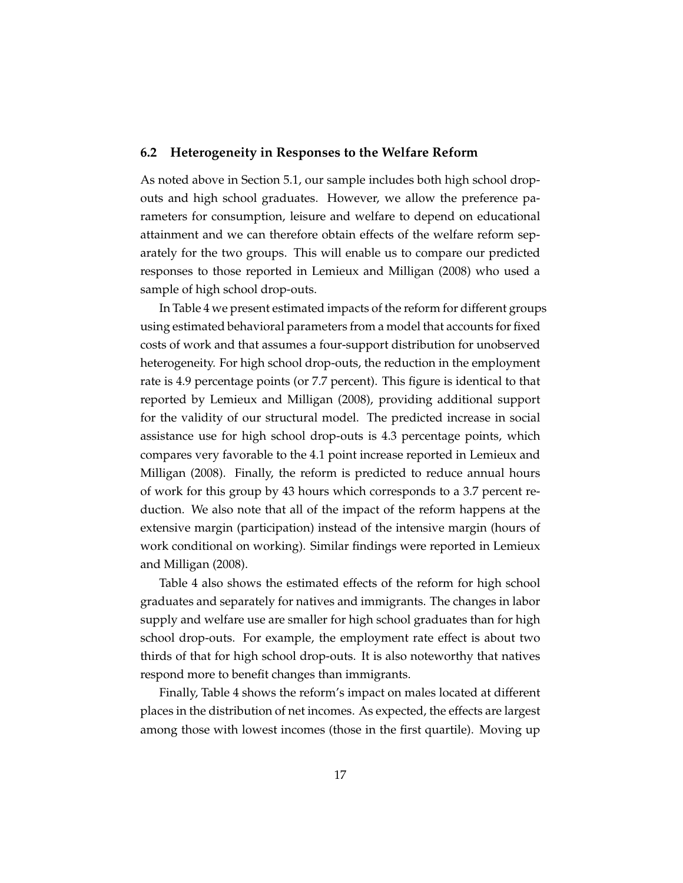### 6.2 Heterogeneity in Responses to the Welfare Reform

As noted above in Section 5.1, our sample includes both high school drop-outs and high school graduates. However, we allow the preference parameters for consumption, leisure and welfare to depend on educational attainment and we can therefore obtain effects of the welfare reform separately for the two groups. This will enable us to compare our predicted responses to those reported in Lemieux and Milligan (2008) who used a sample of high school drop-outs.

In Table 4 we present estimated impacts of the reform for different groups using estimated behavioral parameters from a model that accounts for fixed costs of work and that assumes a four-support distribution for unobserved heterogeneity. For high school drop-outs, the reduction in the employment rate is 4.9 percentage points (or 7.7 percent). This figure is identical to that reported by Lemieux and Milligan (2008), providing additional support for the validity of our structural model. The predicted increase in social assistance use for high school drop-outs is 4.3 percentage points, which compares very favorable to the 4.1 point increase reported in Lemieux and Milligan (2008). Finally, the reform is predicted to reduce annual hours of work for this group by 43 hours which corresponds to a 3.7 percent reduction. We also note that all of the impact of the reform happens at the extensive margin (participation) instead of the intensive margin (hours of work conditional on working). Similar findings were reported in Lemieux and Milligan (2008).

Table 4 also shows the estimated effects of the reform for high school graduates and separately for natives and immigrants. The changes in labor supply and welfare use are smaller for high school graduates than for high school drop-outs. For example, the employment rate effect is about two thirds of that for high school drop-outs. It is also noteworthy that natives respond more to benefit changes than immigrants.

Finally, Table 4 shows the reform's impact on males located at different places in the distribution of net incomes. As expected, the effects are largest among those with lowest incomes (those in the first quartile). Moving up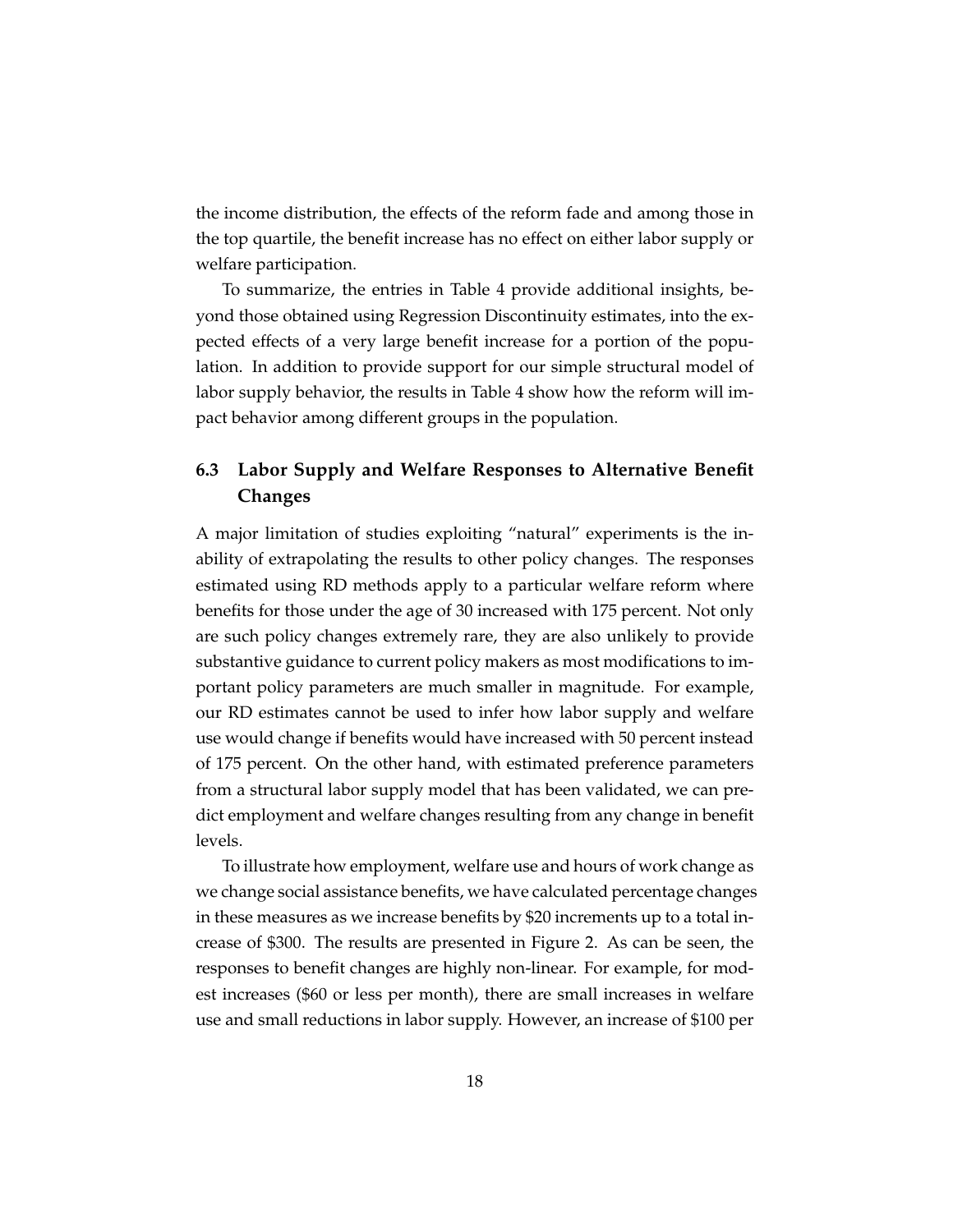the income distribution, the effects of the reform fade and among those in the top quartile, the benefit increase has no effect on either labor supply or welfare participation.

To summarize, the entries in Table 4 provide additional insights, beyond those obtained using Regression Discontinuity estimates, into the expected effects of a very large benefit increase for a portion of the population. In addition to provide support for our simple structural model of labor supply behavior, the results in Table 4 show how the reform will impact behavior among different groups in the population.

### 6.3 Labor Supply and Welfare Responses to Alternative Benefit Changes

A major limitation of studies exploiting "natural" experiments is the inability of extrapolating the results to other policy changes. The responses estimated using RD methods apply to a particular welfare reform where benefits for those under the age of 30 increased with 175 percent. Not only are such policy changes extremely rare, they are also unlikely to provide substantive guidance to current policy makers as most modifications to important policy parameters are much smaller in magnitude. For example, our RD estimates cannot be used to infer how labor supply and welfare use would change if benefits would have increased with 50 percent instead of 175 percent. On the other hand, with estimated preference parameters from a structural labor supply model that has been validated, we can predict employment and welfare changes resulting from any change in benefit levels.

To illustrate how employment, welfare use and hours of work change as we change social assistance benefits, we have calculated percentage changes in these measures as we increase benefits by \$20 increments up to a total increase of \$300. The results are presented in Figure 2. As can be seen, the responses to benefit changes are highly non-linear. For example, for modest increases (\$60 or less per month), there are small increases in welfare use and small reductions in labor supply. However, an increase of \$100 per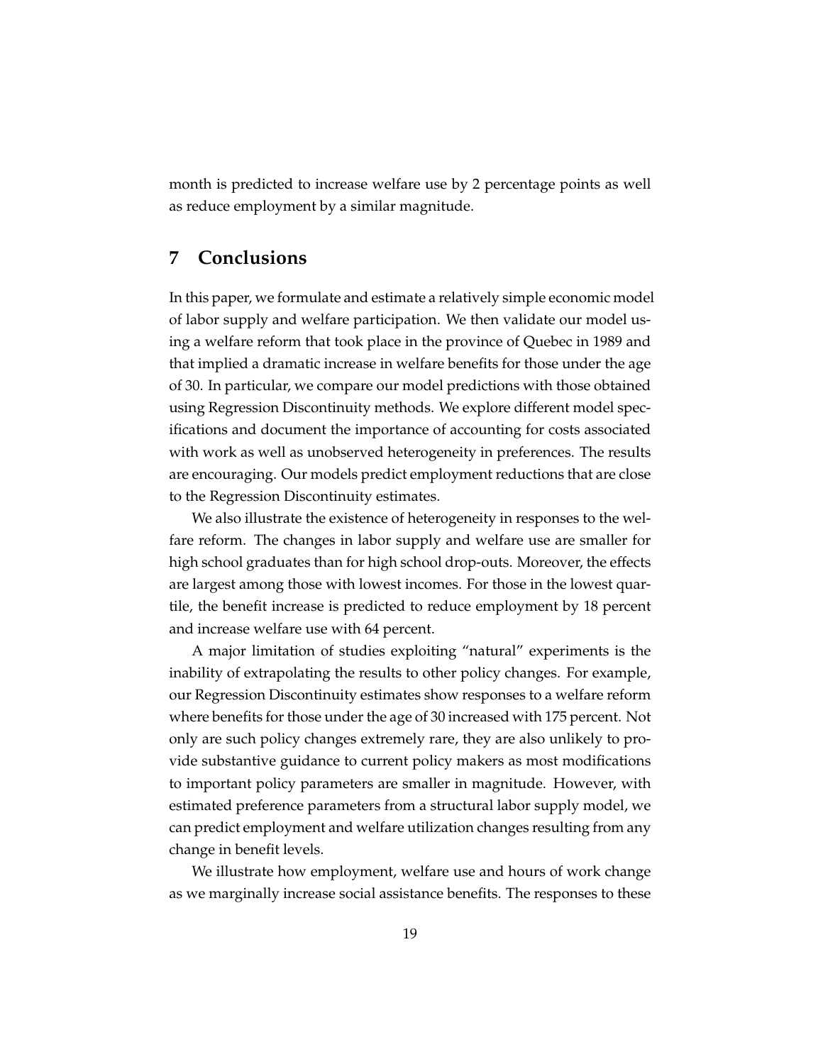month is predicted to increase welfare use by 2 percentage points as well as reduce employment by a similar magnitude.

## 7 Conclusions

In this paper, we formulate and estimate a relatively simple economic model of labor supply and welfare participation. We then validate our model using a welfare reform that took place in the province of Quebec in 1989 and that implied a dramatic increase in welfare benefits for those under the age of 30. In particular, we compare our model predictions with those obtained using Regression Discontinuity methods. We explore different model specifications and document the importance of accounting for costs associated with work as well as unobserved heterogeneity in preferences. The results are encouraging. Our models predict employment reductions that are close to the Regression Discontinuity estimates.

We also illustrate the existence of heterogeneity in responses to the welfare reform. The changes in labor supply and welfare use are smaller for high school graduates than for high school drop-outs. Moreover, the effects are largest among those with lowest incomes. For those in the lowest quartile, the benefit increase is predicted to reduce employment by 18 percent and increase welfare use with 64 percent.

A major limitation of studies exploiting "natural" experiments is the inability of extrapolating the results to other policy changes. For example, our Regression Discontinuity estimates show responses to a welfare reform where benefits for those under the age of 30 increased with 175 percent. Not only are such policy changes extremely rare, they are also unlikely to provide substantive guidance to current policy makers as most modifications to important policy parameters are smaller in magnitude. However, with estimated preference parameters from a structural labor supply model, we can predict employment and welfare utilization changes resulting from any change in benefit levels.

We illustrate how employment, welfare use and hours of work change as we marginally increase social assistance benefits. The responses to these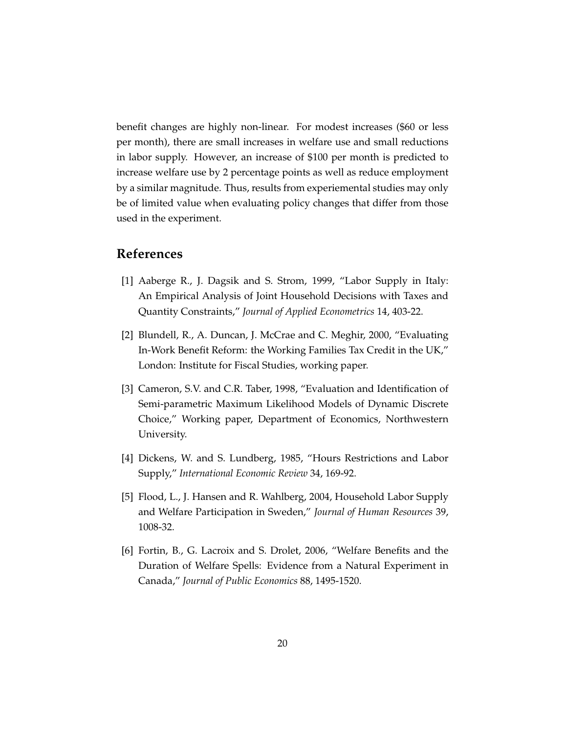benefit changes are highly non-linear. For modest increases ($60 or less per month), there are small increases in welfare use and small reductions in labor supply. However, an increase of $100 per month is predicted to increase welfare use by 2 percentage points as well as reduce employment by a similar magnitude. Thus, results from experiemental studies may only be of limited value when evaluating policy changes that differ from those used in the experiment.

## References

[1] Aaberge R., J. Dagsik and S. Strom, 1999, "Labor Supply in Italy: An Empirical Analysis of Joint Household Decisions with Taxes and Quantity Constraints," *Journal of Applied Econometrics* 14, 403-22.

[2] Blundell, R., A. Duncan, J. McCrae and C. Meghir, 2000, "Evaluating In-Work Benefit Reform: the Working Families Tax Credit in the UK," London: Institute for Fiscal Studies, working paper.

[3] Cameron, S.V. and C.R. Taber, 1998, "Evaluation and Identification of Semi-parametric Maximum Likelihood Models of Dynamic Discrete Choice," Working paper, Department of Economics, Northwestern University.

[4] Dickens, W. and S. Lundberg, 1985, "Hours Restrictions and Labor Supply," *International Economic Review* 34, 169-92.

[5] Flood, L., J. Hansen and R. Wahlberg, 2004, Household Labor Supply and Welfare Participation in Sweden," *Journal of Human Resources* 39, 1008-32.

[6] Fortin, B., G. Lacroix and S. Drolet, 2006, "Welfare Benefits and the Duration of Welfare Spells: Evidence from a Natural Experiment in Canada," *Journal of Public Economics* 88, 1495-1520.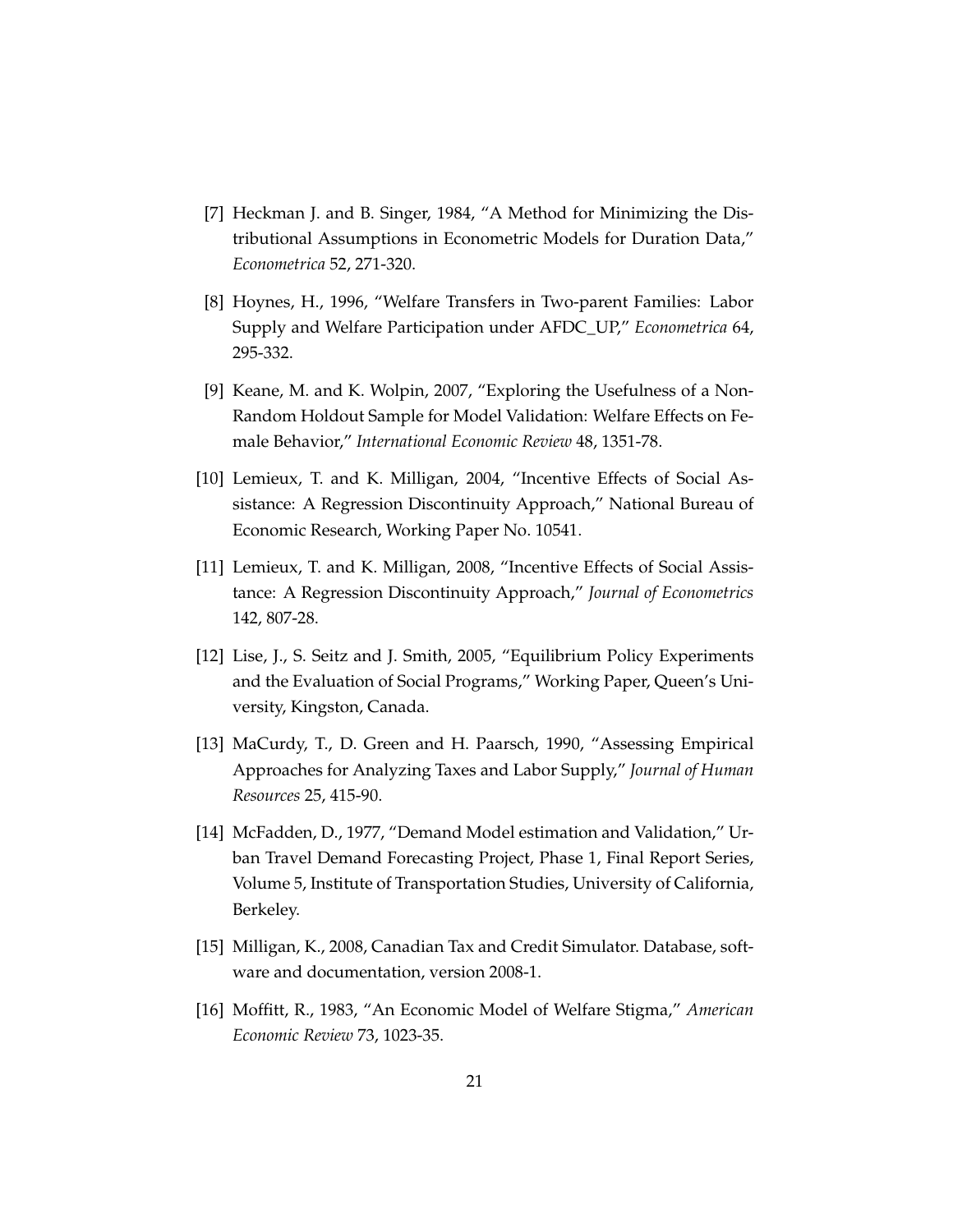[7] Heckman J. and B. Singer, 1984, "A Method for Minimizing the Distributional Assumptions in Econometric Models for Duration Data," *Econometrica* 52, 271-320.

[8] Hoynes, H., 1996, "Welfare Transfers in Two-parent Families: Labor Supply and Welfare Participation under AFDC_UP," *Econometrica* 64, 295-332.

[9] Keane, M. and K. Wolpin, 2007, "Exploring the Usefulness of a Non-Random Holdout Sample for Model Validation: Welfare Effects on Female Behavior," *International Economic Review* 48, 1351-78.

[10] Lemieux, T. and K. Milligan, 2004, "Incentive Effects of Social Assistance: A Regression Discontinuity Approach," National Bureau of Economic Research, Working Paper No. 10541.

[11] Lemieux, T. and K. Milligan, 2008, "Incentive Effects of Social Assistance: A Regression Discontinuity Approach," *Journal of Econometrics* 142, 807-28.

[12] Lise, J., S. Seitz and J. Smith, 2005, "Equilibrium Policy Experiments and the Evaluation of Social Programs," Working Paper, Queen's University, Kingston, Canada.

[13] MaCurdy, T., D. Green and H. Paarsch, 1990, "Assessing Empirical Approaches for Analyzing Taxes and Labor Supply," *Journal of Human Resources* 25, 415-90.

[14] McFadden, D., 1977, "Demand Model estimation and Validation," Urban Travel Demand Forecasting Project, Phase 1, Final Report Series, Volume 5, Institute of Transportation Studies, University of California, Berkeley.

[15] Milligan, K., 2008, Canadian Tax and Credit Simulator. Database, software and documentation, version 2008-1.

[16] Moffitt, R., 1983, "An Economic Model of Welfare Stigma," *American Economic Review* 73, 1023-35.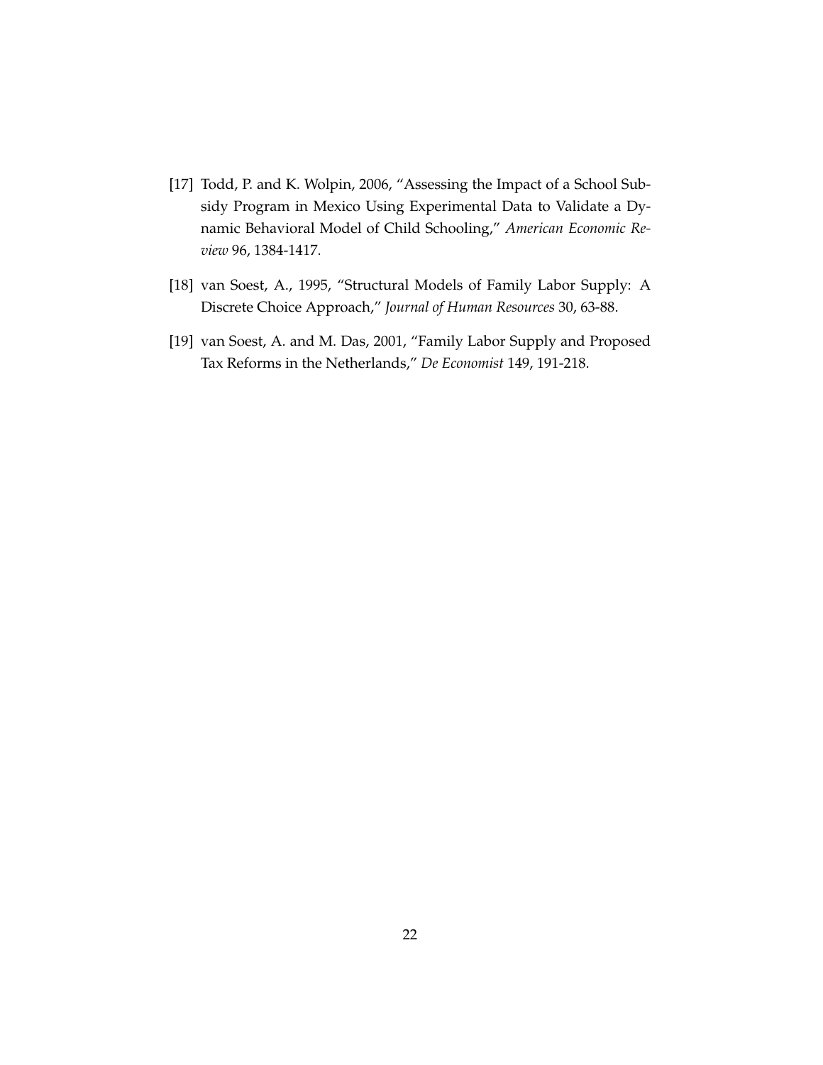[17] Todd, P. and K. Wolpin, 2006, "Assessing the Impact of a School Subsidy Program in Mexico Using Experimental Data to Validate a Dynamic Behavioral Model of Child Schooling," *American Economic Review* 96, 1384-1417.

[18] van Soest, A., 1995, "Structural Models of Family Labor Supply: A Discrete Choice Approach," *Journal of Human Resources* 30, 63-88.

[19] van Soest, A. and M. Das, 2001, "Family Labor Supply and Proposed Tax Reforms in the Netherlands," *De Economist* 149, 191-218.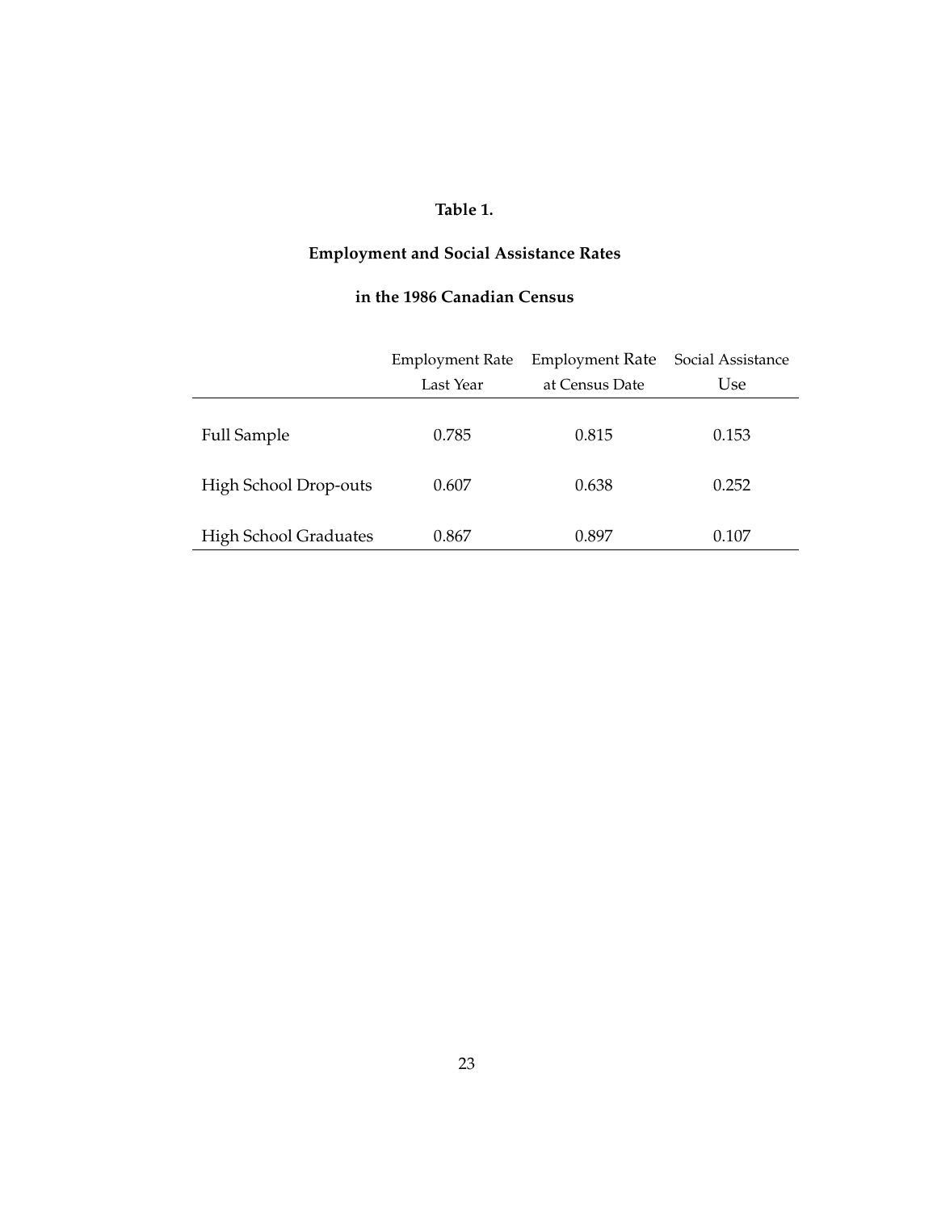**Table 1.**

**Employment and Social Assistance Rates**

**in the 1986 Canadian Census**

| | Employment Rate Last Year | Employment Rate at Census Date | Social Assistance Use |
|---|---|---|---|
| Full Sample | 0.785 | 0.815 | 0.153 |
| High School Drop-outs | 0.607 | 0.638 | 0.252 |
| High School Graduates | 0.867 | 0.897 | 0.107 |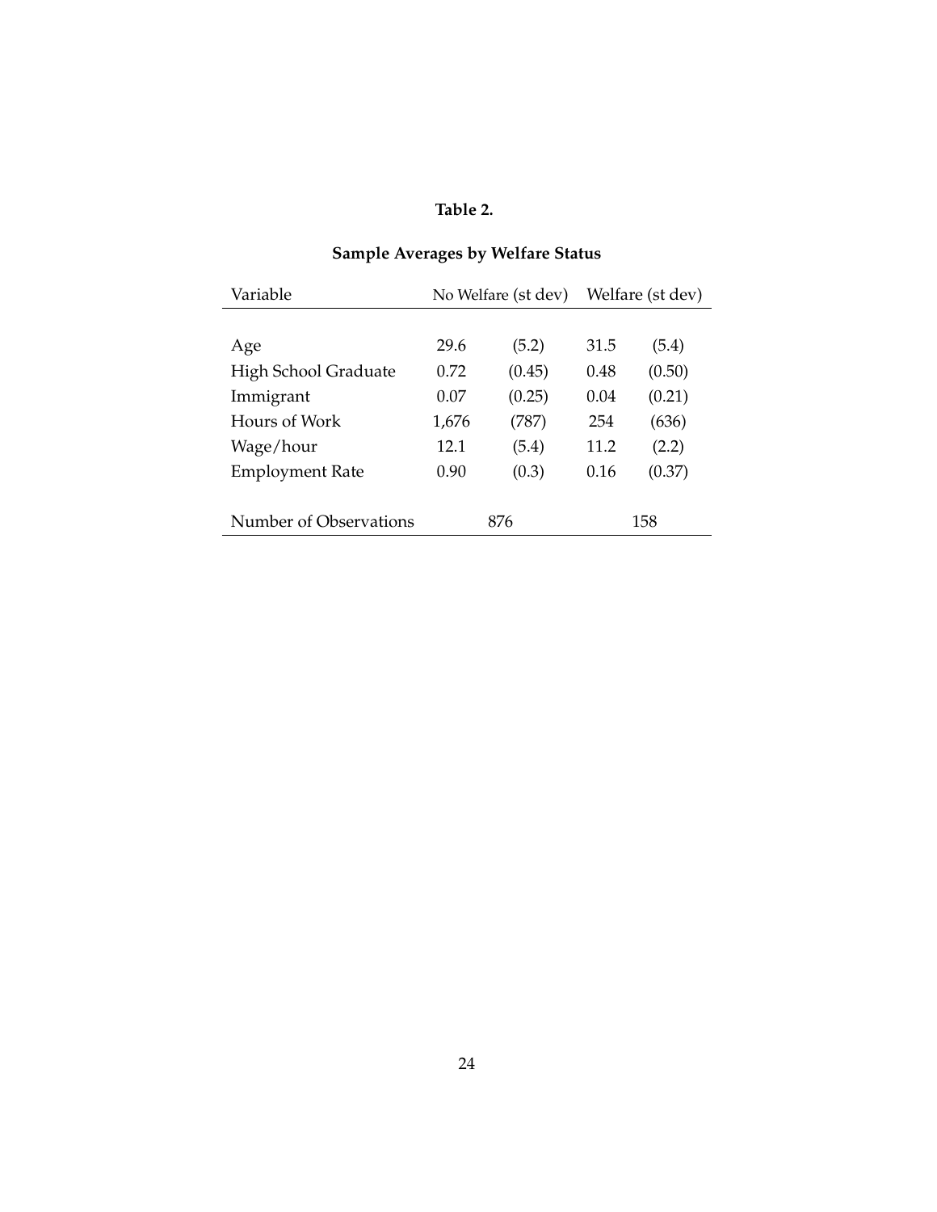**Table 2.**

**Sample Averages by Welfare Status**

| Variable | No Welfare (st dev) | | Welfare (st dev) | |
|---|---|---|---|---|
| Age | 29.6 | (5.2) | 31.5 | (5.4) |
| High School Graduate | 0.72 | (0.45) | 0.48 | (0.50) |
| Immigrant | 0.07 | (0.25) | 0.04 | (0.21) |
| Hours of Work | 1,676 | (787) | 254 | (636) |
| Wage/hour | 12.1 | (5.4) | 11.2 | (2.2) |
| Employment Rate | 0.90 | (0.3) | 0.16 | (0.37) |
| Number of Observations | 876 | | 158 | |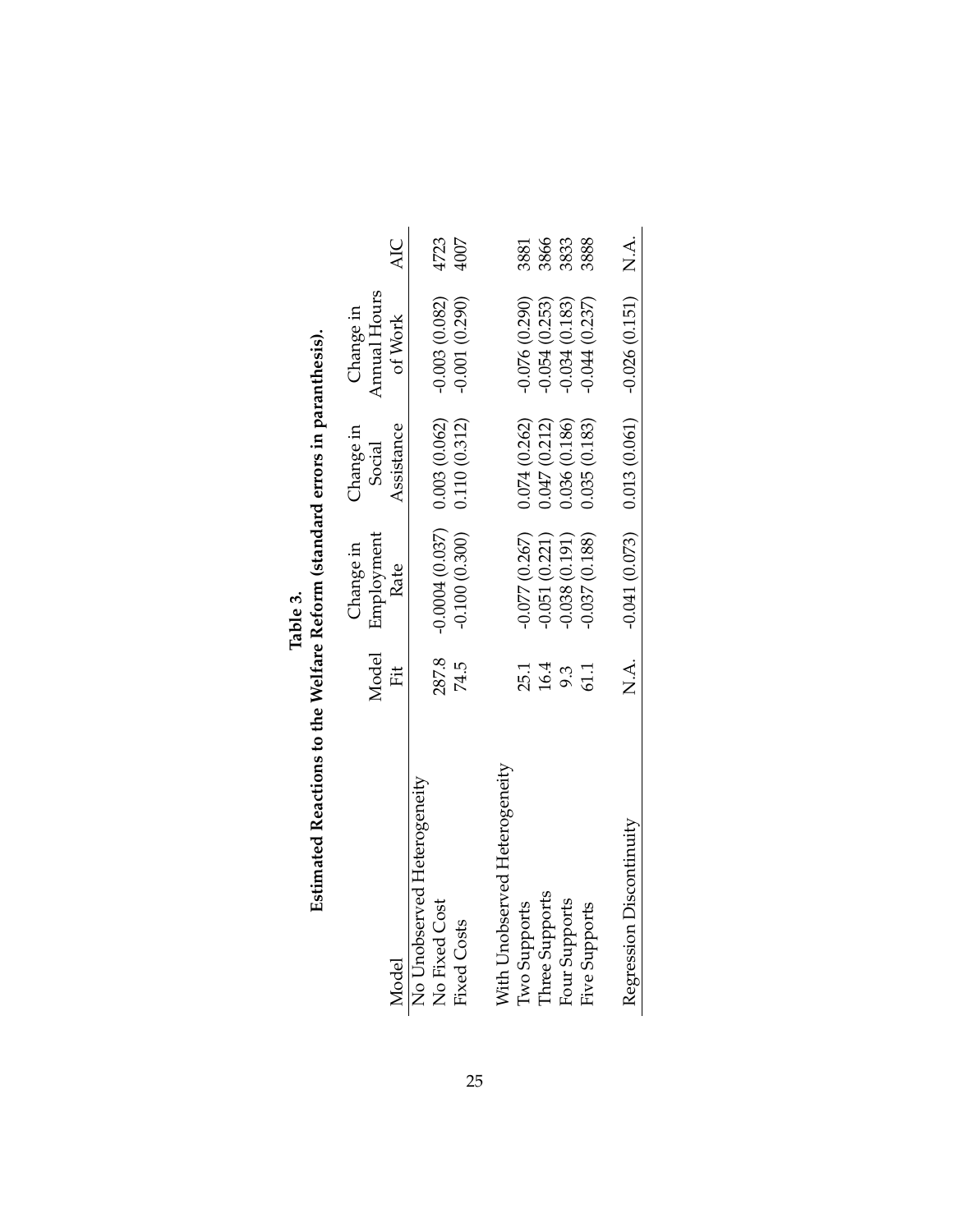**Table 3.**
**Estimated Reactions to the Welfare Reform (standard errors in paranthesis).**

| Model | Model Fit | Change in Employment Rate | Change in Social Assistance | Change in Annual Hours of Work | AIC |
|---|---|---|---|---|---|
| No Unobserved Heterogeneity | | | | | |
| No Fixed Cost | 287.8 | -0.0004 (0.037) | 0.003 (0.062) | -0.003 (0.082) | 4723 |
| Fixed Costs | 74.5 | -0.100 (0.300) | 0.110 (0.312) | -0.001 (0.290) | 4007 |
| | | | | | |
| With Unobserved Heterogeneity | | | | | |
| Two Supports | 25.1 | -0.077 (0.267) | 0.074 (0.262) | -0.076 (0.290) | 3881 |
| Three Supports | 16.4 | -0.051 (0.221) | 0.047 (0.212) | -0.054 (0.253) | 3866 |
| Four Supports | 9.3 | -0.038 (0.191) | 0.036 (0.186) | -0.034 (0.183) | 3833 |
| Five Supports | 61.1 | -0.037 (0.188) | 0.035 (0.183) | -0.044 (0.237) | 3888 |
| | | | | | |
| Regression Discontinuity | N.A. | -0.041 (0.073) | 0.013 (0.061) | -0.026 (0.151) | N.A. |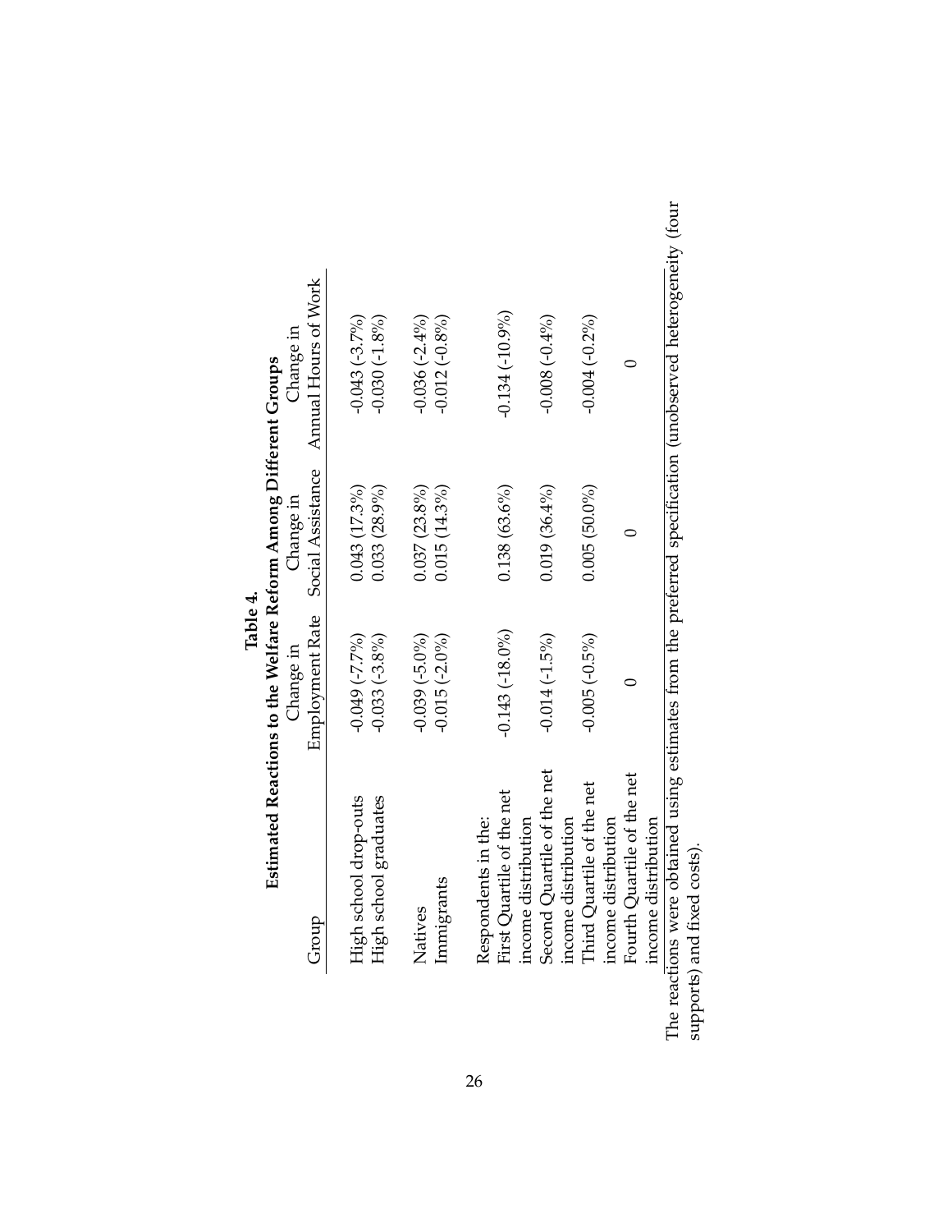**Table 4.**

**Estimated Reactions to the Welfare Reform Among Different Groups**

| Group | Change in Employment Rate | Change in Social Assistance | Change in Annual Hours of Work |
|---|---|---|---|
| High school drop-outs | -0.049 (-7.7%) | 0.043 (17.3%) | -0.043 (-3.7%) |
| High school graduates | -0.033 (-3.8%) | 0.033 (28.9%) | -0.030 (-1.8%) |
| Natives | -0.039 (-5.0%) | 0.037 (23.8%) | -0.036 (-2.4%) |
| Immigrants | -0.015 (-2.0%) | 0.015 (14.3%) | -0.012 (-0.8%) |
| Respondents in the: | | | |
| First Quartile of the net income distribution | -0.143 (-18.0%) | 0.138 (63.6%) | -0.134 (-10.9%) |
| Second Quartile of the net income distribution | -0.014 (-1.5%) | 0.019 (36.4%) | -0.008 (-0.4%) |
| Third Quartile of the net income distribution | -0.005 (-0.5%) | 0.005 (50.0%) | -0.004 (-0.2%) |
| Fourth Quartile of the net income distribution | 0 | 0 | 0 |

The reactions were obtained using estimates from the preferred specification (unobserved heterogeneity (four supports) and fixed costs).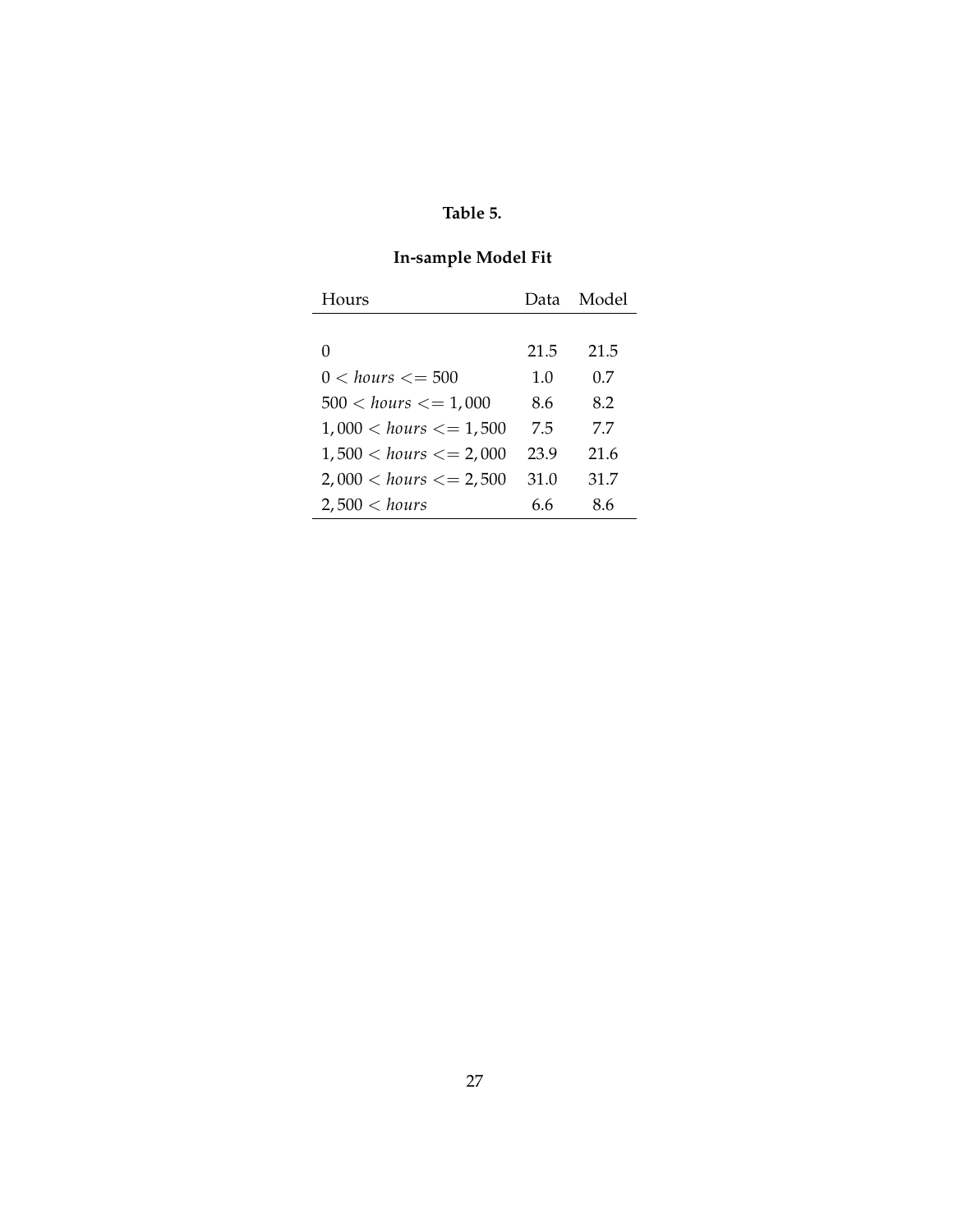**Table 5.**

**In-sample Model Fit**

| Hours | Data | Model |
|---|---|---|
| 0 | 21.5 | 21.5 |
| $0 < hours <= 500$ | 1.0 | 0.7 |
| $500 < hours <= 1,000$ | 8.6 | 8.2 |
| $1,000 < hours <= 1,500$ | 7.5 | 7.7 |
| $1,500 < hours <= 2,000$ | 23.9 | 21.6 |
| $2,000 < hours <= 2,500$ | 31.0 | 31.7 |
| $2,500 < hours$ | 6.6 | 8.6 |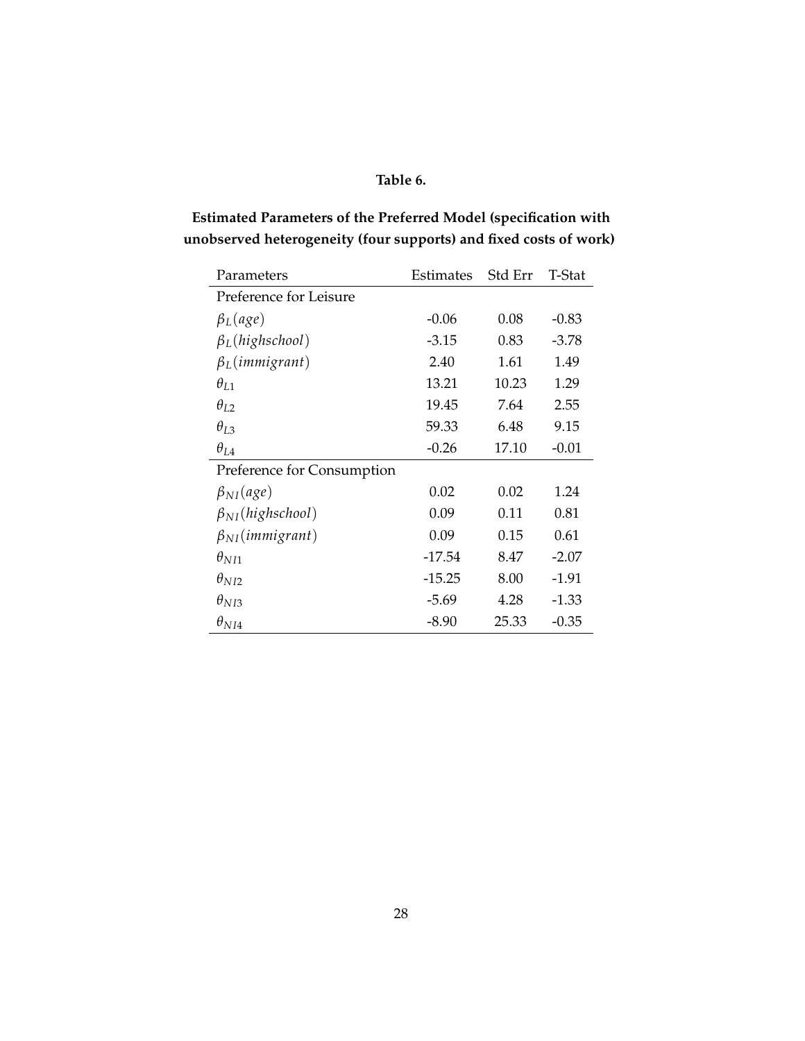**Table 6.**

**Estimated Parameters of the Preferred Model (specification with unobserved heterogeneity (four supports) and fixed costs of work)**

| Parameters | Estimates | Std Err | T-Stat |
|---|---|---|---|
| Preference for Leisure | | | |
| $\beta_L(age)$ | -0.06 | 0.08 | -0.83 |
| $\beta_L(highschool)$ | -3.15 | 0.83 | -3.78 |
| $\beta_L(immigrant)$ | 2.40 | 1.61 | 1.49 |
| $\theta_{L1}$ | 13.21 | 10.23 | 1.29 |
| $\theta_{L2}$ | 19.45 | 7.64 | 2.55 |
| $\theta_{L3}$ | 59.33 | 6.48 | 9.15 |
| $\theta_{L4}$ | -0.26 | 17.10 | -0.01 |
| Preference for Consumption | | | |
| $\beta_{NI}(age)$ | 0.02 | 0.02 | 1.24 |
| $\beta_{NI}(highschool)$ | 0.09 | 0.11 | 0.81 |
| $\beta_{NI}(immigrant)$ | 0.09 | 0.15 | 0.61 |
| $\theta_{NI1}$ | -17.54 | 8.47 | -2.07 |
| $\theta_{NI2}$ | -15.25 | 8.00 | -1.91 |
| $\theta_{NI3}$ | -5.69 | 4.28 | -1.33 |
| $\theta_{NI4}$ | -8.90 | 25.33 | -0.35 |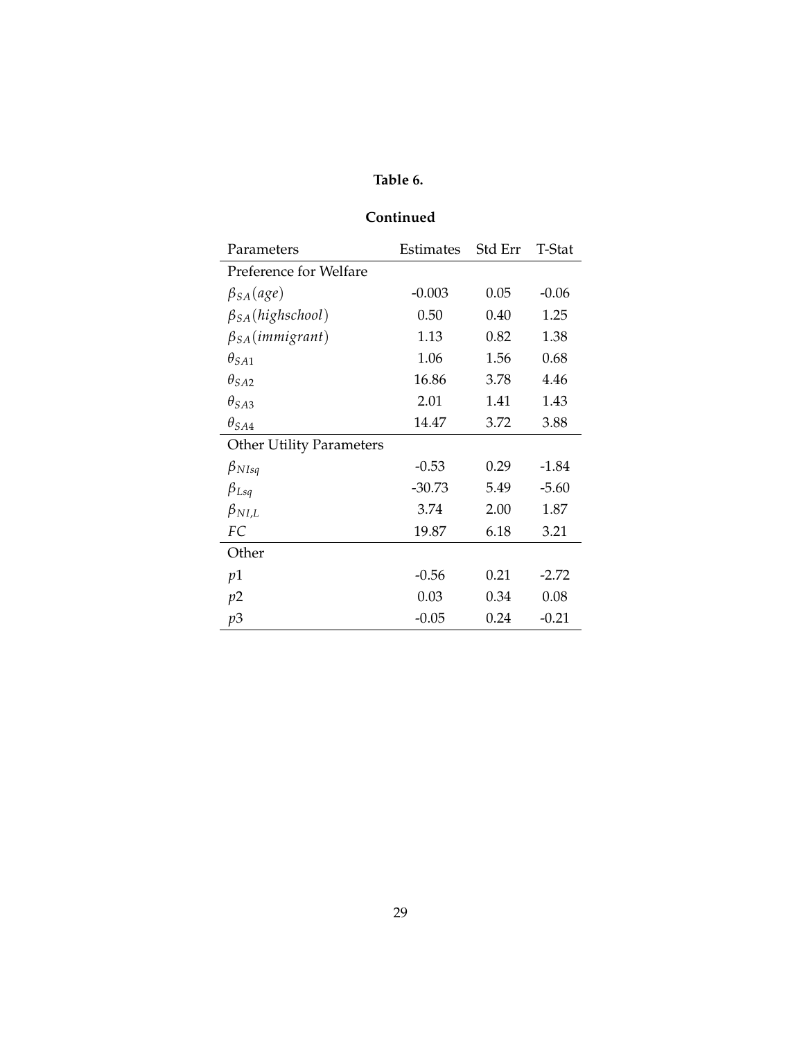**Table 6.**

**Continued**

| Parameters | Estimates | Std Err | T-Stat |
|---|---|---|---|
| Preference for Welfare | | | |
| $\beta_{SA}(age)$ | -0.003 | 0.05 | -0.06 |
| $\beta_{SA}(highschool)$ | 0.50 | 0.40 | 1.25 |
| $\beta_{SA}(immigrant)$ | 1.13 | 0.82 | 1.38 |
| $\theta_{SA1}$ | 1.06 | 1.56 | 0.68 |
| $\theta_{SA2}$ | 16.86 | 3.78 | 4.46 |
| $\theta_{SA3}$ | 2.01 | 1.41 | 1.43 |
| $\theta_{SA4}$ | 14.47 | 3.72 | 3.88 |
| Other Utility Parameters | | | |
| $\beta_{NIsq}$ | -0.53 | 0.29 | -1.84 |
| $\beta_{Lsq}$ | -30.73 | 5.49 | -5.60 |
| $\beta_{NI,L}$ | 3.74 | 2.00 | 1.87 |
| $FC$ | 19.87 | 6.18 | 3.21 |
| Other | | | |
| $p1$ | -0.56 | 0.21 | -2.72 |
| $p2$ | 0.03 | 0.34 | 0.08 |
| $p3$ | -0.05 | 0.24 | -0.21 |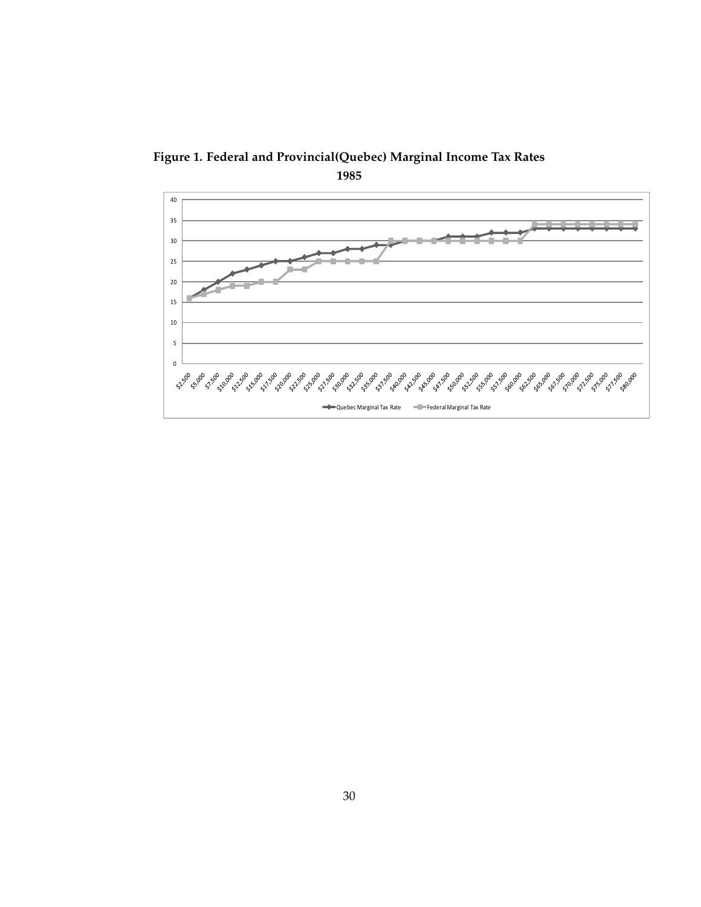**Figure 1. Federal and Provincial(Quebec) Marginal Income Tax Rates**

**1985**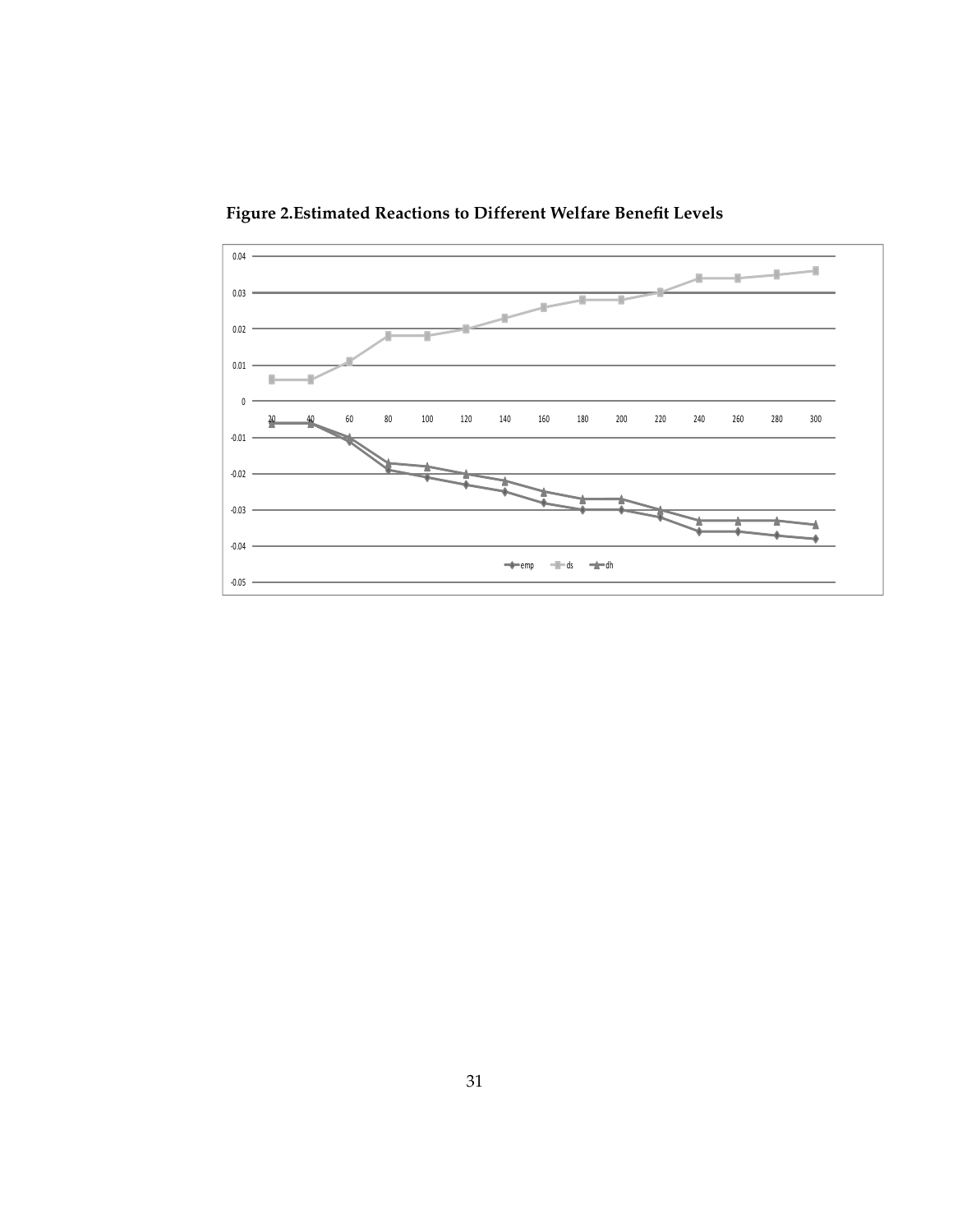**Figure 2.Estimated Reactions to Different Welfare Benefit Levels**

0.04
0.03
0.02
0.01
0
-0.01
-0.02
-0.03
-0.04
-0.05

20 40 60 80 100 120 140 160 180 200 220 240 260 280 300

emp ds dh